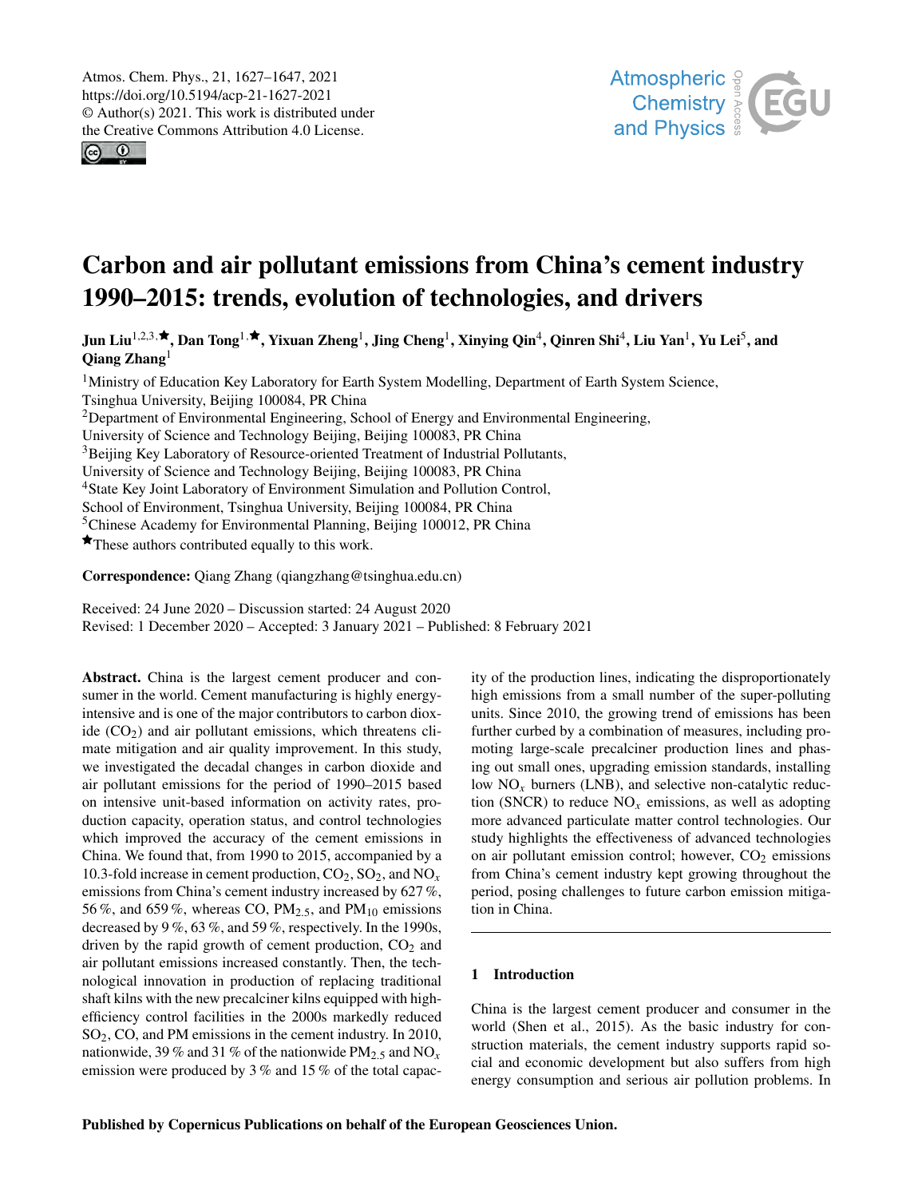# Carbon and air pollutant emissions from China's cement industry 1990–2015: trends, evolution of technologies, and drivers

**Jun Liu[1,2,3,★], Dan Tong[1,★], Yixuan Zheng[1], Jing Cheng[1], Xinying Qin[4], Qinren Shi[4], Liu Yan[1], Yu Lei[5], and Qiang Zhang[1]**

[1]Ministry of Education Key Laboratory for Earth System Modelling, Department of Earth System Science, Tsinghua University, Beijing 100084, PR China
[2]Department of Environmental Engineering, School of Energy and Environmental Engineering, University of Science and Technology Beijing, Beijing 100083, PR China
[3]Beijing Key Laboratory of Resource-oriented Treatment of Industrial Pollutants, University of Science and Technology Beijing, Beijing 100083, PR China
[4]State Key Joint Laboratory of Environment Simulation and Pollution Control, School of Environment, Tsinghua University, Beijing 100084, PR China
[5]Chinese Academy for Environmental Planning, Beijing 100012, PR China
[★]These authors contributed equally to this work.

**Correspondence:** Qiang Zhang (qiangzhang@tsinghua.edu.cn)

Received: 24 June 2020 – Discussion started: 24 August 2020
Revised: 1 December 2020 – Accepted: 3 January 2021 – Published: 8 February 2021

**Abstract.** China is the largest cement producer and consumer in the world. Cement manufacturing is highly energy-intensive and is one of the major contributors to carbon dioxide ($CO_2$) and air pollutant emissions, which threatens climate mitigation and air quality improvement. In this study, we investigated the decadal changes in carbon dioxide and air pollutant emissions for the period of 1990–2015 based on intensive unit-based information on activity rates, production capacity, operation status, and control technologies which improved the accuracy of the cement emissions in China. We found that, from 1990 to 2015, accompanied by a 10.3-fold increase in cement production, $CO_2$, $SO_2$, and $NO_x$ emissions from China's cement industry increased by 627 %, 56 %, and 659 %, whereas CO, $PM_{2.5}$, and $PM_{10}$ emissions decreased by 9 %, 63 %, and 59 %, respectively. In the 1990s, driven by the rapid growth of cement production, $CO_2$ and air pollutant emissions increased constantly. Then, the technological innovation in production of replacing traditional shaft kilns with the new precalciner kilns equipped with high-efficiency control facilities in the 2000s markedly reduced $SO_2$, CO, and PM emissions in the cement industry. In 2010, nationwide, 39 % and 31 % of the nationwide $PM_{2.5}$ and $NO_x$ emission were produced by 3 % and 15 % of the total capacity of the production lines, indicating the disproportionately high emissions from a small number of the super-polluting units. Since 2010, the growing trend of emissions has been further curbed by a combination of measures, including promoting large-scale precalciner production lines and phasing out small ones, upgrading emission standards, installing low $NO_x$ burners (LNB), and selective non-catalytic reduction (SNCR) to reduce $NO_x$ emissions, as well as adopting more advanced particulate matter control technologies. Our study highlights the effectiveness of advanced technologies on air pollutant emission control; however, $CO_2$ emissions from China's cement industry kept growing throughout the period, posing challenges to future carbon emission mitigation in China.

## 1 Introduction

China is the largest cement producer and consumer in the world (Shen et al., 2015). As the basic industry for construction materials, the cement industry supports rapid social and economic development but also suffers from high energy consumption and serious air pollution problems. In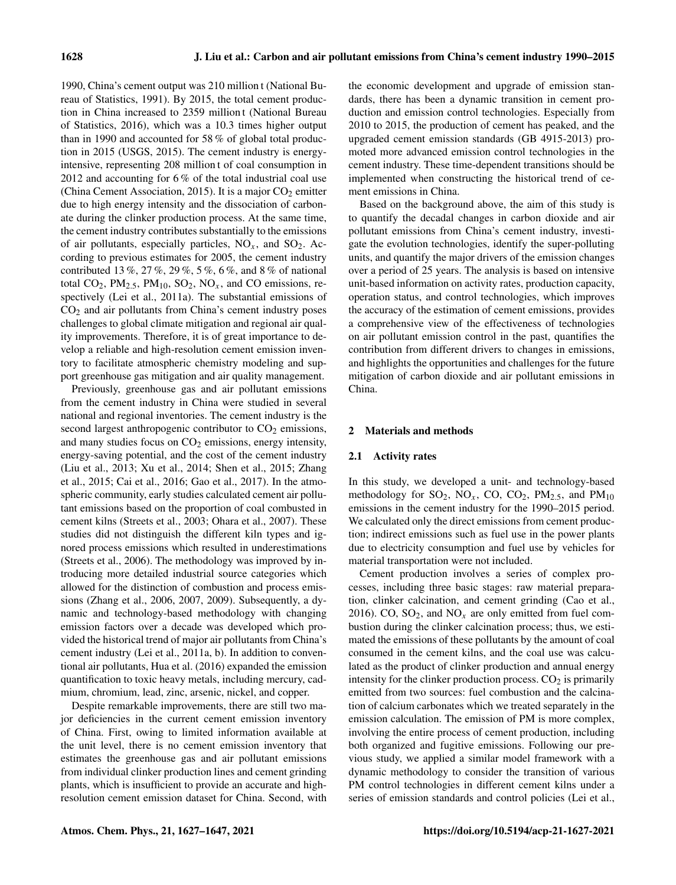1990, China's cement output was 210 million t (National Bureau of Statistics, 1991). By 2015, the total cement production in China increased to 2359 million t (National Bureau of Statistics, 2016), which was a 10.3 times higher output than in 1990 and accounted for 58 % of global total production in 2015 (USGS, 2015). The cement industry is energy-intensive, representing 208 million t of coal consumption in 2012 and accounting for 6 % of the total industrial coal use (China Cement Association, 2015). It is a major $CO_2$ emitter due to high energy intensity and the dissociation of carbonate during the clinker production process. At the same time, the cement industry contributes substantially to the emissions of air pollutants, especially particles, $NO_x$, and $SO_2$. According to previous estimates for 2005, the cement industry contributed 13 %, 27 %, 29 %, 5 %, 6 %, and 8 % of national total $CO_2$, $PM_{2.5}$, $PM_{10}$, $SO_2$, $NO_x$, and CO emissions, respectively (Lei et al., 2011a). The substantial emissions of $CO_2$ and air pollutants from China's cement industry poses challenges to global climate mitigation and regional air quality improvements. Therefore, it is of great importance to develop a reliable and high-resolution cement emission inventory to facilitate atmospheric chemistry modeling and support greenhouse gas mitigation and air quality management.

Previously, greenhouse gas and air pollutant emissions from the cement industry in China were studied in several national and regional inventories. The cement industry is the second largest anthropogenic contributor to $CO_2$ emissions, and many studies focus on $CO_2$ emissions, energy intensity, energy-saving potential, and the cost of the cement industry (Liu et al., 2013; Xu et al., 2014; Shen et al., 2015; Zhang et al., 2015; Cai et al., 2016; Gao et al., 2017). In the atmospheric community, early studies calculated cement air pollutant emissions based on the proportion of coal combusted in cement kilns (Streets et al., 2003; Ohara et al., 2007). These studies did not distinguish the different kiln types and ignored process emissions which resulted in underestimations (Streets et al., 2006). The methodology was improved by introducing more detailed industrial source categories which allowed for the distinction of combustion and process emissions (Zhang et al., 2006, 2007, 2009). Subsequently, a dynamic and technology-based methodology with changing emission factors over a decade was developed which provided the historical trend of major air pollutants from China's cement industry (Lei et al., 2011a, b). In addition to conventional air pollutants, Hua et al. (2016) expanded the emission quantification to toxic heavy metals, including mercury, cadmium, chromium, lead, zinc, arsenic, nickel, and copper.

Despite remarkable improvements, there are still two major deficiencies in the current cement emission inventory of China. First, owing to limited information available at the unit level, there is no cement emission inventory that estimates the greenhouse gas and air pollutant emissions from individual clinker production lines and cement grinding plants, which is insufficient to provide an accurate and high-resolution cement emission dataset for China. Second, with the economic development and upgrade of emission standards, there has been a dynamic transition in cement production and emission control technologies. Especially from 2010 to 2015, the production of cement has peaked, and the upgraded cement emission standards (GB 4915-2013) promoted more advanced emission control technologies in the cement industry. These time-dependent transitions should be implemented when constructing the historical trend of cement emissions in China.

Based on the background above, the aim of this study is to quantify the decadal changes in carbon dioxide and air pollutant emissions from China's cement industry, investigate the evolution technologies, identify the super-polluting units, and quantify the major drivers of the emission changes over a period of 25 years. The analysis is based on intensive unit-based information on activity rates, production capacity, operation status, and control technologies, which improves the accuracy of the estimation of cement emissions, provides a comprehensive view of the effectiveness of technologies on air pollutant emission control in the past, quantifies the contribution from different drivers to changes in emissions, and highlights the opportunities and challenges for the future mitigation of carbon dioxide and air pollutant emissions in China.

## 2 Materials and methods

### 2.1 Activity rates

In this study, we developed a unit- and technology-based methodology for $SO_2$, $NO_x$, CO, $CO_2$, $PM_{2.5}$, and $PM_{10}$ emissions in the cement industry for the 1990–2015 period. We calculated only the direct emissions from cement production; indirect emissions such as fuel use in the power plants due to electricity consumption and fuel use by vehicles for material transportation were not included.

Cement production involves a series of complex processes, including three basic stages: raw material preparation, clinker calcination, and cement grinding (Cao et al., 2016). CO, $SO_2$, and $NO_x$ are only emitted from fuel combustion during the clinker calcination process; thus, we estimated the emissions of these pollutants by the amount of coal consumed in the cement kilns, and the coal use was calculated as the product of clinker production and annual energy intensity for the clinker production process. $CO_2$ is primarily emitted from two sources: fuel combustion and the calcination of calcium carbonates which we treated separately in the emission calculation. The emission of PM is more complex, involving the entire process of cement production, including both organized and fugitive emissions. Following our previous study, we applied a similar model framework with a dynamic methodology to consider the transition of various PM control technologies in different cement kilns under a series of emission standards and control policies (Lei et al.,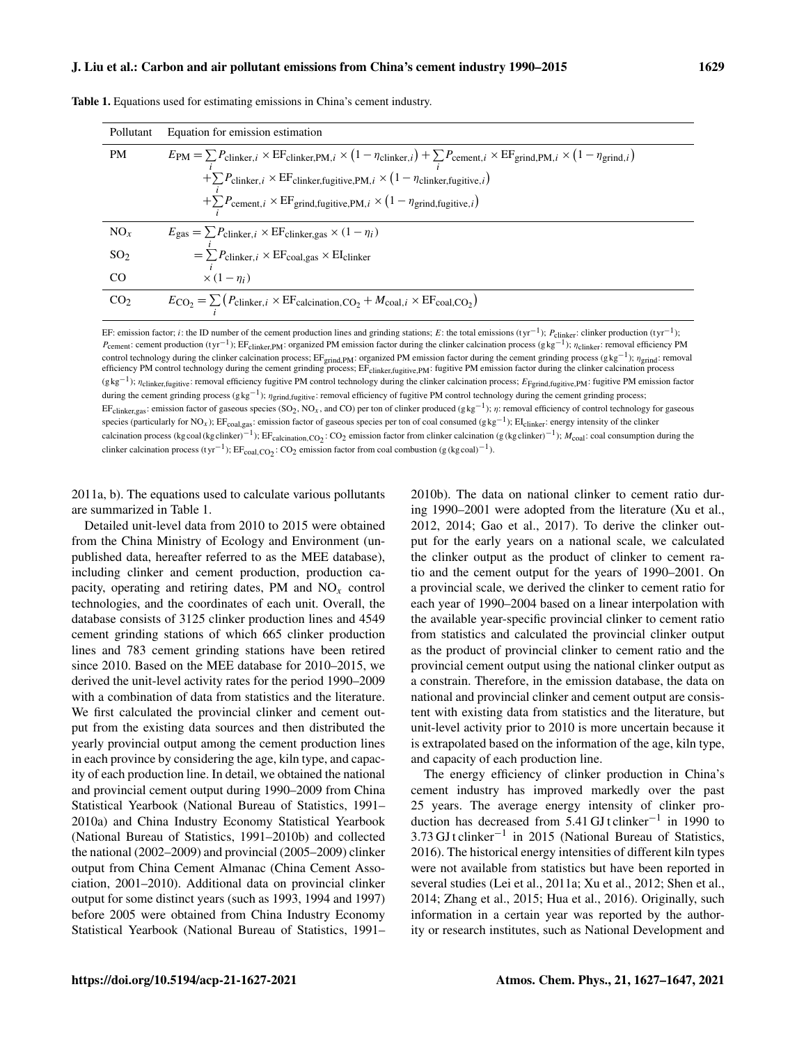**Table 1.** Equations used for estimating emissions in China's cement industry.

| Pollutant | Equation for emission estimation |
|---|---|
| PM | $E_{\mathrm{PM}} = \sum_i P_{\mathrm{clinker},i} \times \mathrm{EF}_{\mathrm{clinker,PM},i} \times \left(1-\eta_{\mathrm{clinker},i}\right) + \sum_i P_{\mathrm{cement},i} \times \mathrm{EF}_{\mathrm{grind,PM},i} \times \left(1-\eta_{\mathrm{grind},i}\right)$ $+ \sum_i P_{\mathrm{clinker},i} \times \mathrm{EF}_{\mathrm{clinker,fugitive,PM},i} \times \left(1-\eta_{\mathrm{clinker,fugitive},i}\right)$ $+ \sum_i P_{\mathrm{cement},i} \times \mathrm{EF}_{\mathrm{grind,fugitive,PM},i} \times \left(1-\eta_{\mathrm{grind,fugitive},i}\right)$ |
| $NO_x$ | $E_{\mathrm{gas}} = \sum_i P_{\mathrm{clinker},i} \times \mathrm{EF}_{\mathrm{clinker,gas}} \times \left(1-\eta_i\right)$ |
| $SO_2$ | $= \sum_i P_{\mathrm{clinker},i} \times \mathrm{EF}_{\mathrm{coal,gas}} \times \mathrm{EI}_{\mathrm{clinker}}$ |
| CO | $\times \left(1-\eta_i\right)$ |
| $CO_2$ | $E_{\mathrm{CO_2}} = \sum_i \left(P_{\mathrm{clinker},i} \times \mathrm{EF}_{\mathrm{calcination,CO_2}} + M_{\mathrm{coal},i} \times \mathrm{EF}_{\mathrm{coal,CO_2}}\right)$ |

EF: emission factor; $i$: the ID number of the cement production lines and grinding stations; $E$: the total emissions ($\mathrm{t\,yr^{-1}}$); $P_{\mathrm{clinker}}$: clinker production ($\mathrm{t\,yr^{-1}}$); $P_{\mathrm{cement}}$: cement production ($\mathrm{t\,yr^{-1}}$); $\mathrm{EF}_{\mathrm{clinker,PM}}$: organized PM emission factor during the clinker calcination process ($\mathrm{g\,kg^{-1}}$); $\eta_{\mathrm{clinker}}$: removal efficiency PM control technology during the clinker calcination process; $\mathrm{EF}_{\mathrm{grind,PM}}$: organized PM emission factor during the cement grinding process ($\mathrm{g\,kg^{-1}}$); $\eta_{\mathrm{grind}}$: removal efficiency PM control technology during the cement grinding process; $\mathrm{EF}_{\mathrm{clinker,fugitive,PM}}$: fugitive PM emission factor during the clinker calcination process ($\mathrm{g\,kg^{-1}}$); $\eta_{\mathrm{clinker,fugitive}}$: removal efficiency fugitive PM control technology during the clinker calcination process; $E_{\mathrm{Fgrind,fugitive,PM}}$: fugitive PM emission factor during the cement grinding process ($\mathrm{g\,kg^{-1}}$); $\eta_{\mathrm{grind,fugitive}}$: removal efficiency of fugitive PM control technology during the cement grinding process; $\mathrm{EF}_{\mathrm{clinker,gas}}$: emission factor of gaseous species ($SO_2$, $NO_x$, and CO) per ton of clinker produced ($\mathrm{g\,kg^{-1}}$); $\eta$: removal efficiency of control technology for gaseous species (particularly for $NO_x$); $\mathrm{EF}_{\mathrm{coal,gas}}$: emission factor of gaseous species per ton of coal consumed ($\mathrm{g\,kg^{-1}}$); $\mathrm{EI}_{\mathrm{clinker}}$: energy intensity of the clinker calcination process ($\mathrm{kg\,coal\,(kg\,clinker)^{-1}}$); $\mathrm{EF}_{\mathrm{calcination,CO_2}}$: $CO_2$ emission factor from clinker calcination ($\mathrm{g\,(kg\,clinker)^{-1}}$); $M_{\mathrm{coal}}$: coal consumption during the clinker calcination process ($\mathrm{t\,yr^{-1}}$); $\mathrm{EF}_{\mathrm{coal,CO_2}}$: $CO_2$ emission factor from coal combustion ($\mathrm{g\,(kg\,coal)^{-1}}$).

2011a, b). The equations used to calculate various pollutants are summarized in Table 1.

Detailed unit-level data from 2010 to 2015 were obtained from the China Ministry of Ecology and Environment (unpublished data, hereafter referred to as the MEE database), including clinker and cement production, production capacity, operating and retiring dates, PM and $NO_x$ control technologies, and the coordinates of each unit. Overall, the database consists of 3125 clinker production lines and 4549 cement grinding stations of which 665 clinker production lines and 783 cement grinding stations have been retired since 2010. Based on the MEE database for 2010–2015, we derived the unit-level activity rates for the period 1990–2009 with a combination of data from statistics and the literature. We first calculated the provincial clinker and cement output from the existing data sources and then distributed the yearly provincial output among the cement production lines in each province by considering the age, kiln type, and capacity of each production line. In detail, we obtained the national and provincial cement output during 1990–2009 from China Statistical Yearbook (National Bureau of Statistics, 1991–2010a) and China Industry Economy Statistical Yearbook (National Bureau of Statistics, 1991–2010b) and collected the national (2002–2009) and provincial (2005–2009) clinker output from China Cement Almanac (China Cement Association, 2001–2010). Additional data on provincial clinker output for some distinct years (such as 1993, 1994 and 1997) before 2005 were obtained from China Industry Economy Statistical Yearbook (National Bureau of Statistics, 1991–2010b). The data on national clinker to cement ratio during 1990–2001 were adopted from the literature (Xu et al., 2012, 2014; Gao et al., 2017). To derive the clinker output for the early years on a national scale, we calculated the clinker output as the product of clinker to cement ratio and the cement output for the years of 1990–2001. On a provincial scale, we derived the clinker to cement ratio for each year of 1990–2004 based on a linear interpolation with the available year-specific provincial clinker to cement ratio from statistics and calculated the provincial clinker output as the product of provincial clinker to cement ratio and the provincial cement output using the national clinker output as a constrain. Therefore, in the emission database, the data on national and provincial clinker and cement output are consistent with existing data from statistics and the literature, but unit-level activity prior to 2010 is more uncertain because it is extrapolated based on the information of the age, kiln type, and capacity of each production line.

The energy efficiency of clinker production in China's cement industry has improved markedly over the past 25 years. The average energy intensity of clinker production has decreased from $5.41\ \mathrm{GJ\,t\,clinker^{-1}}$ in 1990 to $3.73\ \mathrm{GJ\,t\,clinker^{-1}}$ in 2015 (National Bureau of Statistics, 2016). The historical energy intensities of different kiln types were not available from statistics but have been reported in several studies (Lei et al., 2011a; Xu et al., 2012; Shen et al., 2014; Zhang et al., 2015; Hua et al., 2016). Originally, such information in a certain year was reported by the authority or research institutes, such as National Development and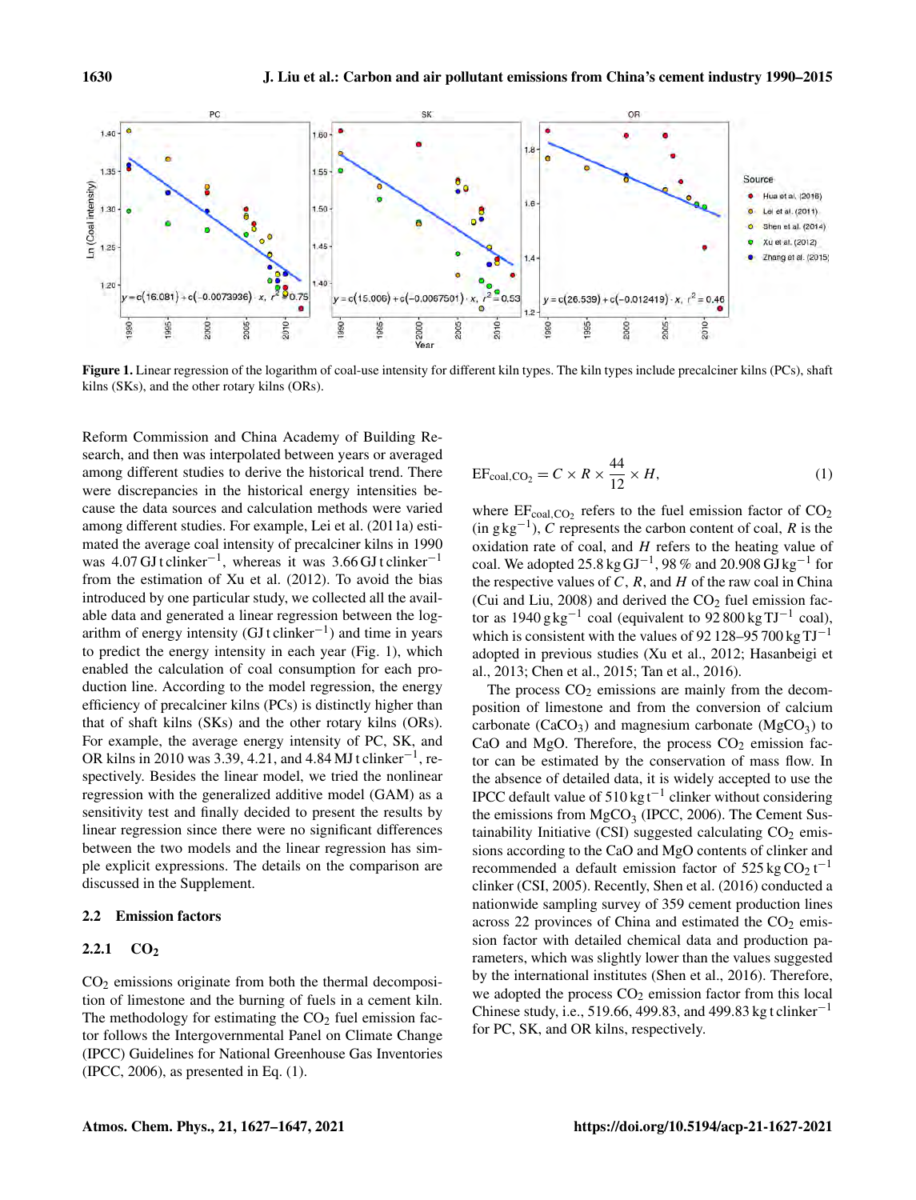Figure 1. Linear regression of the logarithm of coal-use intensity for different kiln types. The kiln types include precalciner kilns (PCs), shaft kilns (SKs), and the other rotary kilns (ORs).

Reform Commission and China Academy of Building Research, and then was interpolated between years or averaged among different studies to derive the historical trend. There were discrepancies in the historical energy intensities because the data sources and calculation methods were varied among different studies. For example, Lei et al. (2011a) estimated the average coal intensity of precalciner kilns in 1990 was 4.07 GJ t clinker$^{-1}$, whereas it was 3.66 GJ t clinker$^{-1}$ from the estimation of Xu et al. (2012). To avoid the bias introduced by one particular study, we collected all the available data and generated a linear regression between the logarithm of energy intensity (GJ t clinker$^{-1}$) and time in years to predict the energy intensity in each year (Fig. 1), which enabled the calculation of coal consumption for each production line. According to the model regression, the energy efficiency of precalciner kilns (PCs) is distinctly higher than that of shaft kilns (SKs) and the other rotary kilns (ORs). For example, the average energy intensity of PC, SK, and OR kilns in 2010 was 3.39, 4.21, and 4.84 MJ t clinker$^{-1}$, respectively. Besides the linear model, we tried the nonlinear regression with the generalized additive model (GAM) as a sensitivity test and finally decided to present the results by linear regression since there were no significant differences between the two models and the linear regression has simple explicit expressions. The details on the comparison are discussed in the Supplement.

### 2.2 Emission factors

#### 2.2.1 $CO_2$

$CO_2$ emissions originate from both the thermal decomposition of limestone and the burning of fuels in a cement kiln. The methodology for estimating the $CO_2$ fuel emission factor follows the Intergovernmental Panel on Climate Change (IPCC) Guidelines for National Greenhouse Gas Inventories (IPCC, 2006), as presented in Eq. (1).

$$\mathrm{EF}_{\mathrm{coal,CO_2}} = C \times R \times \frac{44}{12} \times H, \tag{1}$$

where $\mathrm{EF}_{\mathrm{coal,CO_2}}$ refers to the fuel emission factor of $CO_2$ (in g kg$^{-1}$), $C$ represents the carbon content of coal, $R$ is the oxidation rate of coal, and $H$ refers to the heating value of coal. We adopted 25.8 kg GJ$^{-1}$, 98 % and 20.908 GJ kg$^{-1}$ for the respective values of $C$, $R$, and $H$ of the raw coal in China (Cui and Liu, 2008) and derived the $CO_2$ fuel emission factor as 1940 g kg$^{-1}$ coal (equivalent to 92 800 kg TJ$^{-1}$ coal), which is consistent with the values of 92 128–95 700 kg TJ$^{-1}$ adopted in previous studies (Xu et al., 2012; Hasanbeigi et al., 2013; Chen et al., 2015; Tan et al., 2016).

The process $CO_2$ emissions are mainly from the decomposition of limestone and from the conversion of calcium carbonate ($CaCO_3$) and magnesium carbonate ($MgCO_3$) to CaO and MgO. Therefore, the process $CO_2$ emission factor can be estimated by the conservation of mass flow. In the absence of detailed data, it is widely accepted to use the IPCC default value of 510 kg t$^{-1}$ clinker without considering the emissions from $MgCO_3$ (IPCC, 2006). The Cement Sustainability Initiative (CSI) suggested calculating $CO_2$ emissions according to the CaO and MgO contents of clinker and recommended a default emission factor of 525 kg $CO_2$ t$^{-1}$ clinker (CSI, 2005). Recently, Shen et al. (2016) conducted a nationwide sampling survey of 359 cement production lines across 22 provinces of China and estimated the $CO_2$ emission factor with detailed chemical data and production parameters, which was slightly lower than the values suggested by the international institutes (Shen et al., 2016). Therefore, we adopted the process $CO_2$ emission factor from this local Chinese study, i.e., 519.66, 499.83, and 499.83 kg t clinker$^{-1}$ for PC, SK, and OR kilns, respectively.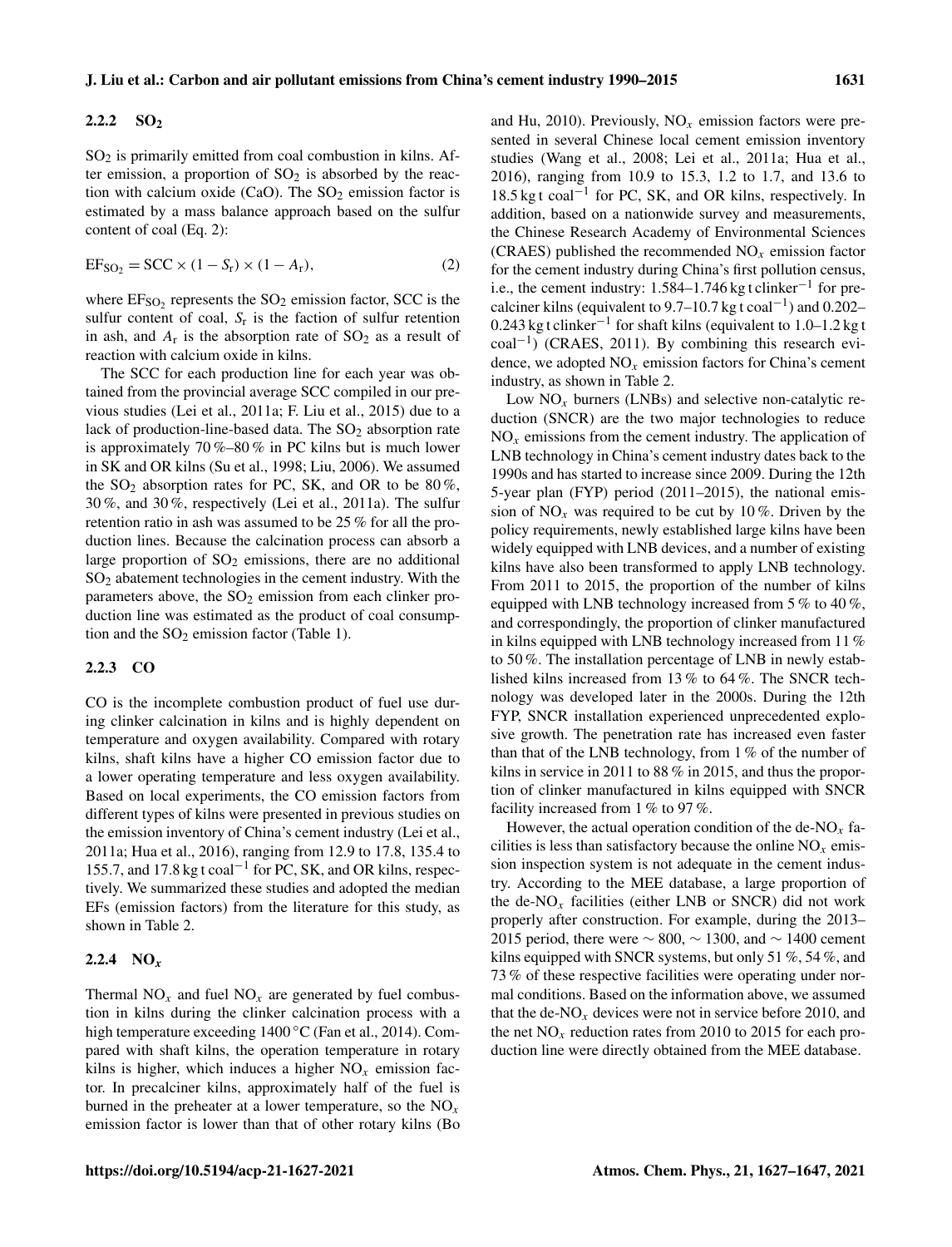#### 2.2.2 $SO_2$

$SO_2$ is primarily emitted from coal combustion in kilns. After emission, a proportion of $SO_2$ is absorbed by the reaction with calcium oxide (CaO). The $SO_2$ emission factor is estimated by a mass balance approach based on the sulfur content of coal (Eq. 2):

$$EF_{SO_2} = SCC \times (1 - S_r) \times (1 - A_r), \quad (2)$$

where $EF_{SO_2}$ represents the $SO_2$ emission factor, SCC is the sulfur content of coal, $S_r$ is the faction of sulfur retention in ash, and $A_r$ is the absorption rate of $SO_2$ as a result of reaction with calcium oxide in kilns.

The SCC for each production line for each year was obtained from the provincial average SCC compiled in our previous studies (Lei et al., 2011a; F. Liu et al., 2015) due to a lack of production-line-based data. The $SO_2$ absorption rate is approximately 70 %–80 % in PC kilns but is much lower in SK and OR kilns (Su et al., 1998; Liu, 2006). We assumed the $SO_2$ absorption rates for PC, SK, and OR to be 80 %, 30 %, and 30 %, respectively (Lei et al., 2011a). The sulfur retention ratio in ash was assumed to be 25 % for all the production lines. Because the calcination process can absorb a large proportion of $SO_2$ emissions, there are no additional $SO_2$ abatement technologies in the cement industry. With the parameters above, the $SO_2$ emission from each clinker production line was estimated as the product of coal consumption and the $SO_2$ emission factor (Table 1).

#### 2.2.3 CO

CO is the incomplete combustion product of fuel use during clinker calcination in kilns and is highly dependent on temperature and oxygen availability. Compared with rotary kilns, shaft kilns have a higher CO emission factor due to a lower operating temperature and less oxygen availability. Based on local experiments, the CO emission factors from different types of kilns were presented in previous studies on the emission inventory of China's cement industry (Lei et al., 2011a; Hua et al., 2016), ranging from 12.9 to 17.8, 135.4 to 155.7, and 17.8 kg t coal$^{-1}$ for PC, SK, and OR kilns, respectively. We summarized these studies and adopted the median EFs (emission factors) from the literature for this study, as shown in Table 2.

#### 2.2.4 $NO_x$

Thermal $NO_x$ and fuel $NO_x$ are generated by fuel combustion in kilns during the clinker calcination process with a high temperature exceeding 1400 °C (Fan et al., 2014). Compared with shaft kilns, the operation temperature in rotary kilns is higher, which induces a higher $NO_x$ emission factor. In precalciner kilns, approximately half of the fuel is burned in the preheater at a lower temperature, so the $NO_x$ emission factor is lower than that of other rotary kilns (Bo and Hu, 2010). Previously, $NO_x$ emission factors were presented in several Chinese local cement emission inventory studies (Wang et al., 2008; Lei et al., 2011a; Hua et al., 2016), ranging from 10.9 to 15.3, 1.2 to 1.7, and 13.6 to 18.5 kg t coal$^{-1}$ for PC, SK, and OR kilns, respectively. In addition, based on a nationwide survey and measurements, the Chinese Research Academy of Environmental Sciences (CRAES) published the recommended $NO_x$ emission factor for the cement industry during China's first pollution census, i.e., the cement industry: 1.584–1.746 kg t clinker$^{-1}$ for precalciner kilns (equivalent to 9.7–10.7 kg t coal$^{-1}$) and 0.202–0.243 kg t clinker$^{-1}$ for shaft kilns (equivalent to 1.0–1.2 kg t coal$^{-1}$) (CRAES, 2011). By combining this research evidence, we adopted $NO_x$ emission factors for China's cement industry, as shown in Table 2.

Low $NO_x$ burners (LNBs) and selective non-catalytic reduction (SNCR) are the two major technologies to reduce $NO_x$ emissions from the cement industry. The application of LNB technology in China's cement industry dates back to the 1990s and has started to increase since 2009. During the 12th 5-year plan (FYP) period (2011–2015), the national emission of $NO_x$ was required to be cut by 10 %. Driven by the policy requirements, newly established large kilns have been widely equipped with LNB devices, and a number of existing kilns have also been transformed to apply LNB technology. From 2011 to 2015, the proportion of the number of kilns equipped with LNB technology increased from 5 % to 40 %, and correspondingly, the proportion of clinker manufactured in kilns equipped with LNB technology increased from 11 % to 50 %. The installation percentage of LNB in newly established kilns increased from 13 % to 64 %. The SNCR technology was developed later in the 2000s. During the 12th FYP, SNCR installation experienced unprecedented explosive growth. The penetration rate has increased even faster than that of the LNB technology, from 1 % of the number of kilns in service in 2011 to 88 % in 2015, and thus the proportion of clinker manufactured in kilns equipped with SNCR facility increased from 1 % to 97 %.

However, the actual operation condition of the de-$NO_x$ facilities is less than satisfactory because the online $NO_x$ emission inspection system is not adequate in the cement industry. According to the MEE database, a large proportion of the de-$NO_x$ facilities (either LNB or SNCR) did not work properly after construction. For example, during the 2013–2015 period, there were ∼ 800, ∼ 1300, and ∼ 1400 cement kilns equipped with SNCR systems, but only 51 %, 54 %, and 73 % of these respective facilities were operating under normal conditions. Based on the information above, we assumed that the de-$NO_x$ devices were not in service before 2010, and the net $NO_x$ reduction rates from 2010 to 2015 for each production line were directly obtained from the MEE database.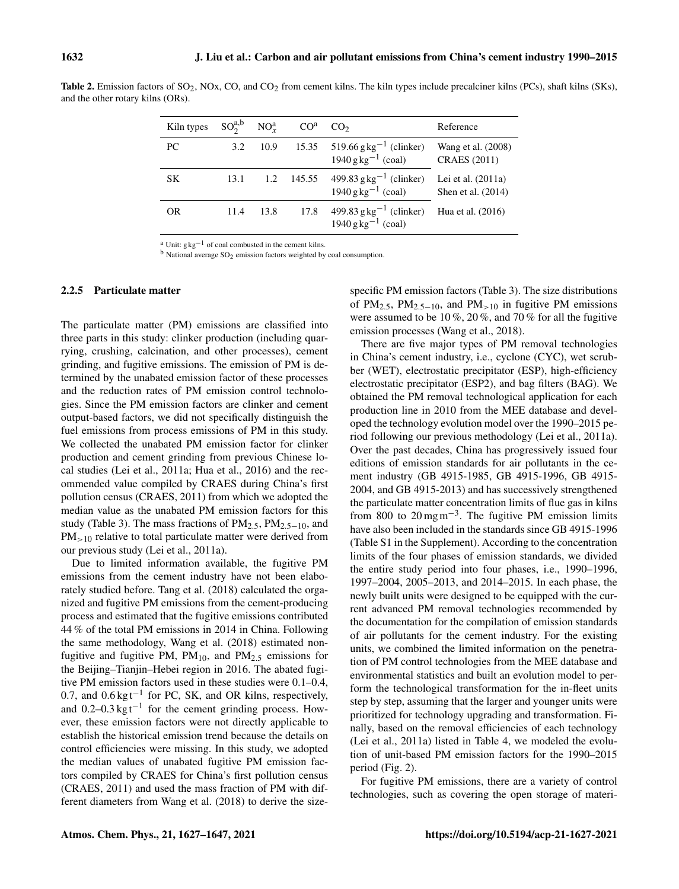**Table 2.** Emission factors of $SO_2$, NOx, CO, and $CO_2$ from cement kilns. The kiln types include precalciner kilns (PCs), shaft kilns (SKs), and the other rotary kilns (ORs).

| Kiln types | $SO_2^{a,b}$ | $NO_x^a$ | $CO^a$ | $CO_2$ | Reference |
|---|---|---|---|---|---|
| PC | 3.2 | 10.9 | 15.35 | 519.66 $g\,kg^{-1}$ (clinker)<br>1940 $g\,kg^{-1}$ (coal) | Wang et al. (2008)<br>CRAES (2011) |
| SK | 13.1 | 1.2 | 145.55 | 499.83 $g\,kg^{-1}$ (clinker)<br>1940 $g\,kg^{-1}$ (coal) | Lei et al. (2011a)<br>Shen et al. (2014) |
| OR | 11.4 | 13.8 | 17.8 | 499.83 $g\,kg^{-1}$ (clinker)<br>1940 $g\,kg^{-1}$ (coal) | Hua et al. (2016) |

[a] Unit: $g\,kg^{-1}$ of coal combusted in the cement kilns.
[b] National average $SO_2$ emission factors weighted by coal consumption.

### 2.2.5 Particulate matter

The particulate matter (PM) emissions are classified into three parts in this study: clinker production (including quarrying, crushing, calcination, and other processes), cement grinding, and fugitive emissions. The emission of PM is determined by the unabated emission factor of these processes and the reduction rates of PM emission control technologies. Since the PM emission factors are clinker and cement output-based factors, we did not specifically distinguish the fuel emissions from process emissions of PM in this study. We collected the unabated PM emission factor for clinker production and cement grinding from previous Chinese local studies (Lei et al., 2011a; Hua et al., 2016) and the recommended value compiled by CRAES during China's first pollution census (CRAES, 2011) from which we adopted the median value as the unabated PM emission factors for this study (Table 3). The mass fractions of $PM_{2.5}$, $PM_{2.5-10}$, and $PM_{>10}$ relative to total particulate matter were derived from our previous study (Lei et al., 2011a).

Due to limited information available, the fugitive PM emissions from the cement industry have not been elaborately studied before. Tang et al. (2018) calculated the organized and fugitive PM emissions from the cement-producing process and estimated that the fugitive emissions contributed 44 % of the total PM emissions in 2014 in China. Following the same methodology, Wang et al. (2018) estimated non-fugitive and fugitive PM, $PM_{10}$, and $PM_{2.5}$ emissions for the Beijing–Tianjin–Hebei region in 2016. The abated fugitive PM emission factors used in these studies were 0.1–0.4, 0.7, and 0.6 $kg\,t^{-1}$ for PC, SK, and OR kilns, respectively, and 0.2–0.3 $kg\,t^{-1}$ for the cement grinding process. However, these emission factors were not directly applicable to establish the historical emission trend because the details on control efficiencies were missing. In this study, we adopted the median values of unabated fugitive PM emission factors compiled by CRAES for China's first pollution census (CRAES, 2011) and used the mass fraction of PM with different diameters from Wang et al. (2018) to derive the size-specific PM emission factors (Table 3). The size distributions of $PM_{2.5}$, $PM_{2.5-10}$, and $PM_{>10}$ in fugitive PM emissions were assumed to be 10 %, 20 %, and 70 % for all the fugitive emission processes (Wang et al., 2018).

There are five major types of PM removal technologies in China's cement industry, i.e., cyclone (CYC), wet scrubber (WET), electrostatic precipitator (ESP), high-efficiency electrostatic precipitator (ESP2), and bag filters (BAG). We obtained the PM removal technological application for each production line in 2010 from the MEE database and developed the technology evolution model over the 1990–2015 period following our previous methodology (Lei et al., 2011a). Over the past decades, China has progressively issued four editions of emission standards for air pollutants in the cement industry (GB 4915-1985, GB 4915-1996, GB 4915-2004, and GB 4915-2013) and has successively strengthened the particulate matter concentration limits of flue gas in kilns from 800 to 20 $mg\,m^{-3}$. The fugitive PM emission limits have also been included in the standards since GB 4915-1996 (Table S1 in the Supplement). According to the concentration limits of the four phases of emission standards, we divided the entire study period into four phases, i.e., 1990–1996, 1997–2004, 2005–2013, and 2014–2015. In each phase, the newly built units were designed to be equipped with the current advanced PM removal technologies recommended by the documentation for the compilation of emission standards of air pollutants for the cement industry. For the existing units, we combined the limited information on the penetration of PM control technologies from the MEE database and environmental statistics and built an evolution model to perform the technological transformation for the in-fleet units step by step, assuming that the larger and younger units were prioritized for technology upgrading and transformation. Finally, based on the removal efficiencies of each technology (Lei et al., 2011a) listed in Table 4, we modeled the evolution of unit-based PM emission factors for the 1990–2015 period (Fig. 2).

For fugitive PM emissions, there are a variety of control technologies, such as covering the open storage of materi-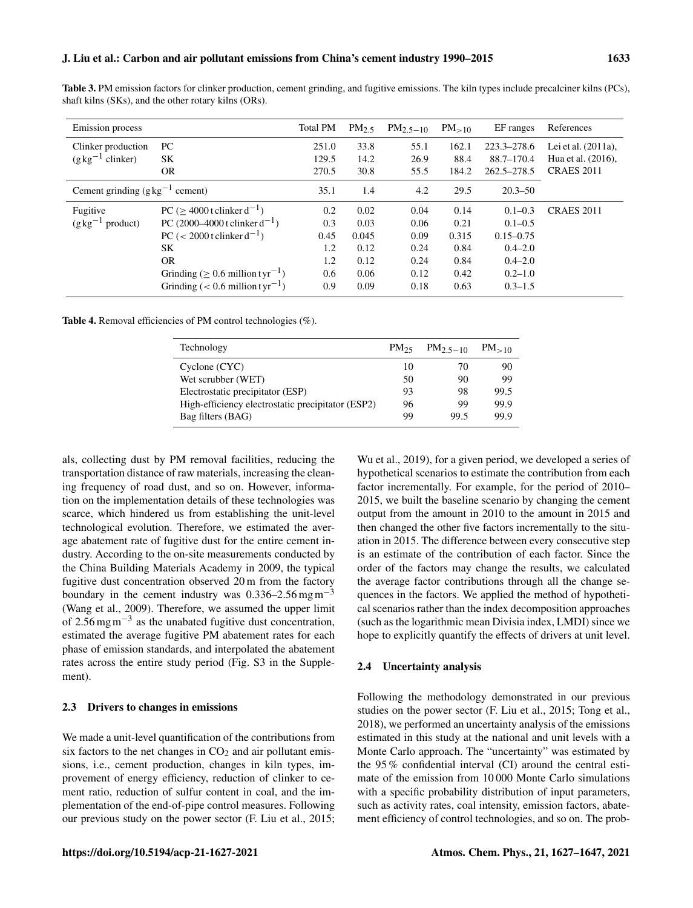**Table 3.** PM emission factors for clinker production, cement grinding, and fugitive emissions. The kiln types include precalciner kilns (PCs), shaft kilns (SKs), and the other rotary kilns (ORs).

| Emission process | | Total PM | $PM_{2.5}$ | $PM_{2.5-10}$ | $PM_{>10}$ | EF ranges | References |
|---|---|---|---|---|---|---|---|
| Clinker production ($g\,kg^{-1}$ clinker) | PC | 251.0 | 33.8 | 55.1 | 162.1 | 223.3–278.6 | Lei et al. (2011a), Hua et al. (2016), CRAES 2011 |
| | SK | 129.5 | 14.2 | 26.9 | 88.4 | 88.7–170.4 | |
| | OR | 270.5 | 30.8 | 55.5 | 184.2 | 262.5–278.5 | |
| Cement grinding ($g\,kg^{-1}$ cement) | | 35.1 | 1.4 | 4.2 | 29.5 | 20.3–50 | |
| Fugitive ($g\,kg^{-1}$ product) | PC ($\geq 4000\,t$ clinker $d^{-1}$) | 0.2 | 0.02 | 0.04 | 0.14 | 0.1–0.3 | CRAES 2011 |
| | PC (2000–4000 t clinker $d^{-1}$) | 0.3 | 0.03 | 0.06 | 0.21 | 0.1–0.5 | |
| | PC ($< 2000\,t$ clinker $d^{-1}$) | 0.45 | 0.045 | 0.09 | 0.315 | 0.15–0.75 | |
| | SK | 1.2 | 0.12 | 0.24 | 0.84 | 0.4–2.0 | |
| | OR | 1.2 | 0.12 | 0.24 | 0.84 | 0.4–2.0 | |
| | Grinding ($\geq 0.6$ million $t\,yr^{-1}$) | 0.6 | 0.06 | 0.12 | 0.42 | 0.2–1.0 | |
| | Grinding ($< 0.6$ million $t\,yr^{-1}$) | 0.9 | 0.09 | 0.18 | 0.63 | 0.3–1.5 | |

**Table 4.** Removal efficiencies of PM control technologies (%).

| Technology | $PM_{2.5}$ | $PM_{2.5-10}$ | $PM_{>10}$ |
|---|---|---|---|
| Cyclone (CYC) | 10 | 70 | 90 |
| Wet scrubber (WET) | 50 | 90 | 99 |
| Electrostatic precipitator (ESP) | 93 | 98 | 99.5 |
| High-efficiency electrostatic precipitator (ESP2) | 96 | 99 | 99.9 |
| Bag filters (BAG) | 99 | 99.5 | 99.9 |

als, collecting dust by PM removal facilities, reducing the transportation distance of raw materials, increasing the cleaning frequency of road dust, and so on. However, information on the implementation details of these technologies was scarce, which hindered us from establishing the unit-level technological evolution. Therefore, we estimated the average abatement rate of fugitive dust for the entire cement industry. According to the on-site measurements conducted by the China Building Materials Academy in 2009, the typical fugitive dust concentration observed 20 m from the factory boundary in the cement industry was 0.336–2.56 $mg\,m^{-3}$ (Wang et al., 2009). Therefore, we assumed the upper limit of 2.56 $mg\,m^{-3}$ as the unabated fugitive dust concentration, estimated the average fugitive PM abatement rates for each phase of emission standards, and interpolated the abatement rates across the entire study period (Fig. S3 in the Supplement).

### 2.3 Drivers to changes in emissions

We made a unit-level quantification of the contributions from six factors to the net changes in $CO_2$ and air pollutant emissions, i.e., cement production, changes in kiln types, improvement of energy efficiency, reduction of clinker to cement ratio, reduction of sulfur content in coal, and the implementation of the end-of-pipe control measures. Following our previous study on the power sector (F. Liu et al., 2015; Wu et al., 2019), for a given period, we developed a series of hypothetical scenarios to estimate the contribution from each factor incrementally. For example, for the period of 2010–2015, we built the baseline scenario by changing the cement output from the amount in 2010 to the amount in 2015 and then changed the other five factors incrementally to the situation in 2015. The difference between every consecutive step is an estimate of the contribution of each factor. Since the order of the factors may change the results, we calculated the average factor contributions through all the change sequences in the factors. We applied the method of hypothetical scenarios rather than the index decomposition approaches (such as the logarithmic mean Divisia index, LMDI) since we hope to explicitly quantify the effects of drivers at unit level.

### 2.4 Uncertainty analysis

Following the methodology demonstrated in our previous studies on the power sector (F. Liu et al., 2015; Tong et al., 2018), we performed an uncertainty analysis of the emissions estimated in this study at the national and unit levels with a Monte Carlo approach. The "uncertainty" was estimated by the 95 % confidential interval (CI) around the central estimate of the emission from 10 000 Monte Carlo simulations with a specific probability distribution of input parameters, such as activity rates, coal intensity, emission factors, abatement efficiency of control technologies, and so on. The prob-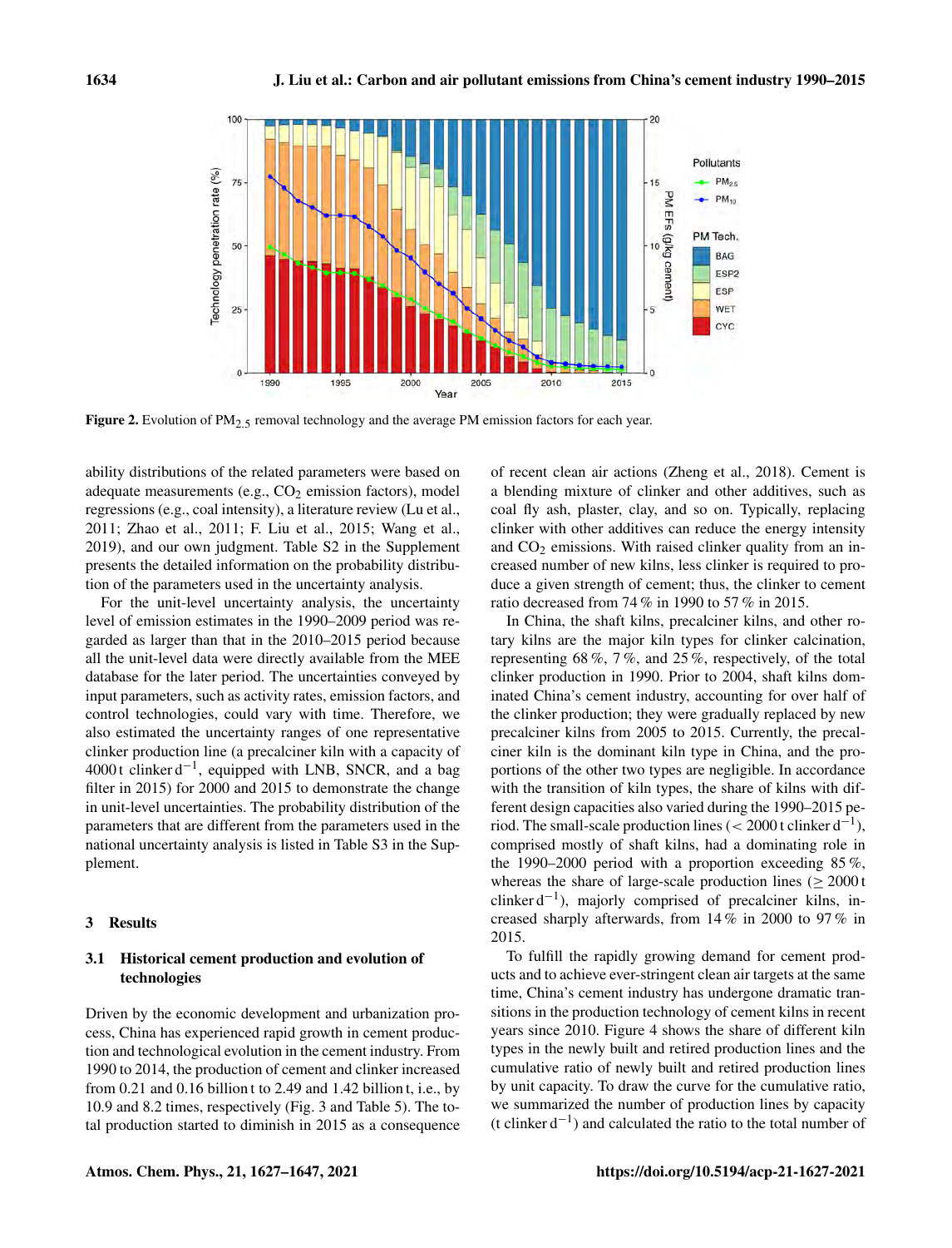Figure 2. Evolution of $PM_{2.5}$ removal technology and the average PM emission factors for each year.

ability distributions of the related parameters were based on adequate measurements (e.g., $CO_2$ emission factors), model regressions (e.g., coal intensity), a literature review (Lu et al., 2011; Zhao et al., 2011; F. Liu et al., 2015; Wang et al., 2019), and our own judgment. Table S2 in the Supplement presents the detailed information on the probability distribution of the parameters used in the uncertainty analysis.

For the unit-level uncertainty analysis, the uncertainty level of emission estimates in the 1990–2009 period was regarded as larger than that in the 2010–2015 period because all the unit-level data were directly available from the MEE database for the later period. The uncertainties conveyed by input parameters, such as activity rates, emission factors, and control technologies, could vary with time. Therefore, we also estimated the uncertainty ranges of one representative clinker production line (a precalciner kiln with a capacity of 4000 t clinker $d^{-1}$, equipped with LNB, SNCR, and a bag filter in 2015) for 2000 and 2015 to demonstrate the change in unit-level uncertainties. The probability distribution of the parameters that are different from the parameters used in the national uncertainty analysis is listed in Table S3 in the Supplement.

## 3 Results

### 3.1 Historical cement production and evolution of technologies

Driven by the economic development and urbanization process, China has experienced rapid growth in cement production and technological evolution in the cement industry. From 1990 to 2014, the production of cement and clinker increased from 0.21 and 0.16 billion t to 2.49 and 1.42 billion t, i.e., by 10.9 and 8.2 times, respectively (Fig. 3 and Table 5). The total production started to diminish in 2015 as a consequence of recent clean air actions (Zheng et al., 2018). Cement is a blending mixture of clinker and other additives, such as coal fly ash, plaster, clay, and so on. Typically, replacing clinker with other additives can reduce the energy intensity and $CO_2$ emissions. With raised clinker quality from an increased number of new kilns, less clinker is required to produce a given strength of cement; thus, the clinker to cement ratio decreased from 74 % in 1990 to 57 % in 2015.

In China, the shaft kilns, precalciner kilns, and other rotary kilns are the major kiln types for clinker calcination, representing 68 %, 7 %, and 25 %, respectively, of the total clinker production in 1990. Prior to 2004, shaft kilns dominated China's cement industry, accounting for over half of the clinker production; they were gradually replaced by new precalciner kilns from 2005 to 2015. Currently, the precalciner kiln is the dominant kiln type in China, and the proportions of the other two types are negligible. In accordance with the transition of kiln types, the share of kilns with different design capacities also varied during the 1990–2015 period. The small-scale production lines (< 2000 t clinker $d^{-1}$), comprised mostly of shaft kilns, had a dominating role in the 1990–2000 period with a proportion exceeding 85 %, whereas the share of large-scale production lines ($\geq$ 2000 t clinker $d^{-1}$), majorly comprised of precalciner kilns, increased sharply afterwards, from 14 % in 2000 to 97 % in 2015.

To fulfill the rapidly growing demand for cement products and to achieve ever-stringent clean air targets at the same time, China's cement industry has undergone dramatic transitions in the production technology of cement kilns in recent years since 2010. Figure 4 shows the share of different kiln types in the newly built and retired production lines and the cumulative ratio of newly built and retired production lines by unit capacity. To draw the curve for the cumulative ratio, we summarized the number of production lines by capacity (t clinker $d^{-1}$) and calculated the ratio to the total number of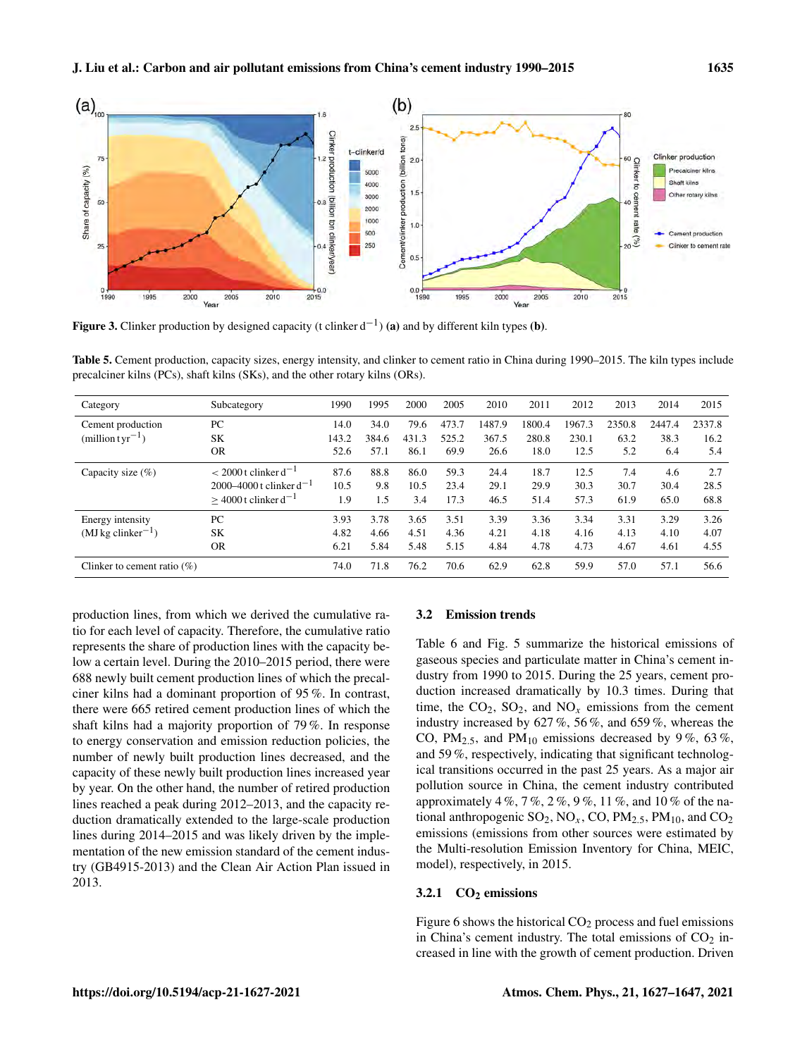Figure 3. Clinker production by designed capacity (t clinker $d^{-1}$) **(a)** and by different kiln types **(b)**.

**Table 5.** Cement production, capacity sizes, energy intensity, and clinker to cement ratio in China during 1990–2015. The kiln types include precalciner kilns (PCs), shaft kilns (SKs), and the other rotary kilns (ORs).

| Category | Subcategory | 1990 | 1995 | 2000 | 2005 | 2010 | 2011 | 2012 | 2013 | 2014 | 2015 |
|---|---|---|---|---|---|---|---|---|---|---|---|
| Cement production (million t $yr^{-1}$) | PC | 14.0 | 34.0 | 79.6 | 473.7 | 1487.9 | 1800.4 | 1967.3 | 2350.8 | 2447.4 | 2337.8 |
| | SK | 143.2 | 384.6 | 431.3 | 525.2 | 367.5 | 280.8 | 230.1 | 63.2 | 38.3 | 16.2 |
| | OR | 52.6 | 57.1 | 86.1 | 69.9 | 26.6 | 18.0 | 12.5 | 5.2 | 6.4 | 5.4 |
| Capacity size (%) | < 2000 t clinker $d^{-1}$ | 87.6 | 88.8 | 86.0 | 59.3 | 24.4 | 18.7 | 12.5 | 7.4 | 4.6 | 2.7 |
| | 2000–4000 t clinker $d^{-1}$ | 10.5 | 9.8 | 10.5 | 23.4 | 29.1 | 29.9 | 30.3 | 30.7 | 30.4 | 28.5 |
| | ≥ 4000 t clinker $d^{-1}$ | 1.9 | 1.5 | 3.4 | 17.3 | 46.5 | 51.4 | 57.3 | 61.9 | 65.0 | 68.8 |
| Energy intensity (MJ kg $clinker^{-1}$) | PC | 3.93 | 3.78 | 3.65 | 3.51 | 3.39 | 3.36 | 3.34 | 3.31 | 3.29 | 3.26 |
| | SK | 4.82 | 4.66 | 4.51 | 4.36 | 4.21 | 4.18 | 4.16 | 4.13 | 4.10 | 4.07 |
| | OR | 6.21 | 5.84 | 5.48 | 5.15 | 4.84 | 4.78 | 4.73 | 4.67 | 4.61 | 4.55 |
| Clinker to cement ratio (%) | | 74.0 | 71.8 | 76.2 | 70.6 | 62.9 | 62.8 | 59.9 | 57.0 | 57.1 | 56.6 |

production lines, from which we derived the cumulative ratio for each level of capacity. Therefore, the cumulative ratio represents the share of production lines with the capacity below a certain level. During the 2010–2015 period, there were 688 newly built cement production lines of which the precalciner kilns had a dominant proportion of 95 %. In contrast, there were 665 retired cement production lines of which the shaft kilns had a majority proportion of 79 %. In response to energy conservation and emission reduction policies, the number of newly built production lines decreased, and the capacity of these newly built production lines increased year by year. On the other hand, the number of retired production lines reached a peak during 2012–2013, and the capacity reduction dramatically extended to the large-scale production lines during 2014–2015 and was likely driven by the implementation of the new emission standard of the cement industry (GB4915-2013) and the Clean Air Action Plan issued in 2013.

### 3.2 Emission trends

Table 6 and Fig. 5 summarize the historical emissions of gaseous species and particulate matter in China's cement industry from 1990 to 2015. During the 25 years, cement production increased dramatically by 10.3 times. During that time, the $CO_2$, $SO_2$, and $NO_x$ emissions from the cement industry increased by 627 %, 56 %, and 659 %, whereas the CO, $PM_{2.5}$, and $PM_{10}$ emissions decreased by 9 %, 63 %, and 59 %, respectively, indicating that significant technological transitions occurred in the past 25 years. As a major air pollution source in China, the cement industry contributed approximately 4 %, 7 %, 2 %, 9 %, 11 %, and 10 % of the national anthropogenic $SO_2$, $NO_x$, CO, $PM_{2.5}$, $PM_{10}$, and $CO_2$ emissions (emissions from other sources were estimated by the Multi-resolution Emission Inventory for China, MEIC, model), respectively, in 2015.

#### 3.2.1 $CO_2$ emissions

Figure 6 shows the historical $CO_2$ process and fuel emissions in China's cement industry. The total emissions of $CO_2$ increased in line with the growth of cement production. Driven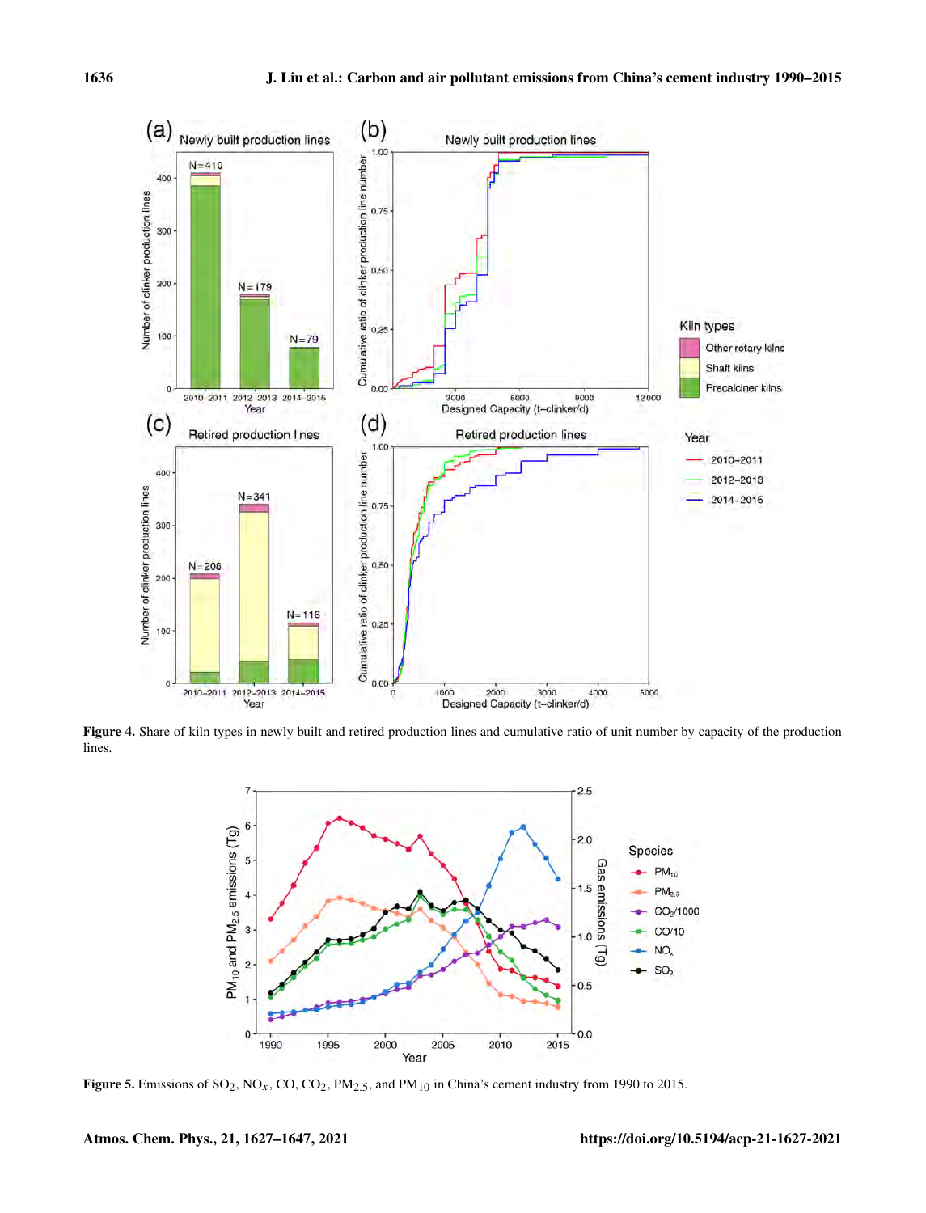**Figure 4.** Share of kiln types in newly built and retired production lines and cumulative ratio of unit number by capacity of the production lines.

**Figure 5.** Emissions of $SO_2$, $NO_x$, CO, $CO_2$, $PM_{2.5}$, and $PM_{10}$ in China's cement industry from 1990 to 2015.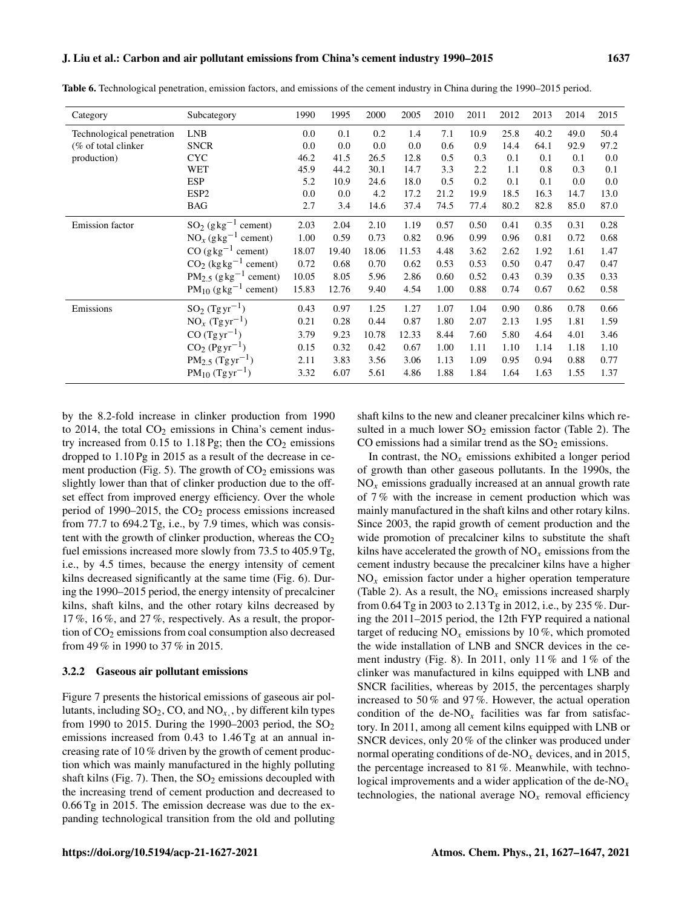**Table 6.** Technological penetration, emission factors, and emissions of the cement industry in China during the 1990–2015 period.

| Category | Subcategory | 1990 | 1995 | 2000 | 2005 | 2010 | 2011 | 2012 | 2013 | 2014 | 2015 |
|---|---|---|---|---|---|---|---|---|---|---|---|
| Technological penetration (% of total clinker production) | LNB | 0.0 | 0.1 | 0.2 | 1.4 | 7.1 | 10.9 | 25.8 | 40.2 | 49.0 | 50.4 |
| | SNCR | 0.0 | 0.0 | 0.0 | 0.0 | 0.6 | 0.9 | 14.4 | 64.1 | 92.9 | 97.2 |
| | CYC | 46.2 | 41.5 | 26.5 | 12.8 | 0.5 | 0.3 | 0.1 | 0.1 | 0.1 | 0.0 |
| | WET | 45.9 | 44.2 | 30.1 | 14.7 | 3.3 | 2.2 | 1.1 | 0.8 | 0.3 | 0.1 |
| | ESP | 5.2 | 10.9 | 24.6 | 18.0 | 0.5 | 0.2 | 0.1 | 0.1 | 0.0 | 0.0 |
| | ESP2 | 0.0 | 0.0 | 4.2 | 17.2 | 21.2 | 19.9 | 18.5 | 16.3 | 14.7 | 13.0 |
| | BAG | 2.7 | 3.4 | 14.6 | 37.4 | 74.5 | 77.4 | 80.2 | 82.8 | 85.0 | 87.0 |
| Emission factor | $SO_2$ ($g\,kg^{-1}$ cement) | 2.03 | 2.04 | 2.10 | 1.19 | 0.57 | 0.50 | 0.41 | 0.35 | 0.31 | 0.28 |
| | $NO_x$ ($g\,kg^{-1}$ cement) | 1.00 | 0.59 | 0.73 | 0.82 | 0.96 | 0.99 | 0.96 | 0.81 | 0.72 | 0.68 |
| | CO ($g\,kg^{-1}$ cement) | 18.07 | 19.40 | 18.06 | 11.53 | 4.48 | 3.62 | 2.62 | 1.92 | 1.61 | 1.47 |
| | $CO_2$ ($kg\,kg^{-1}$ cement) | 0.72 | 0.68 | 0.70 | 0.62 | 0.53 | 0.53 | 0.50 | 0.47 | 0.47 | 0.47 |
| | $PM_{2.5}$ ($g\,kg^{-1}$ cement) | 10.05 | 8.05 | 5.96 | 2.86 | 0.60 | 0.52 | 0.43 | 0.39 | 0.35 | 0.33 |
| | $PM_{10}$ ($g\,kg^{-1}$ cement) | 15.83 | 12.76 | 9.40 | 4.54 | 1.00 | 0.88 | 0.74 | 0.67 | 0.62 | 0.58 |
| Emissions | $SO_2$ ($Tg\,yr^{-1}$) | 0.43 | 0.97 | 1.25 | 1.27 | 1.07 | 1.04 | 0.90 | 0.86 | 0.78 | 0.66 |
| | $NO_x$ ($Tg\,yr^{-1}$) | 0.21 | 0.28 | 0.44 | 0.87 | 1.80 | 2.07 | 2.13 | 1.95 | 1.81 | 1.59 |
| | CO ($Tg\,yr^{-1}$) | 3.79 | 9.23 | 10.78 | 12.33 | 8.44 | 7.60 | 5.80 | 4.64 | 4.01 | 3.46 |
| | $CO_2$ ($Pg\,yr^{-1}$) | 0.15 | 0.32 | 0.42 | 0.67 | 1.00 | 1.11 | 1.10 | 1.14 | 1.18 | 1.10 |
| | $PM_{2.5}$ ($Tg\,yr^{-1}$) | 2.11 | 3.83 | 3.56 | 3.06 | 1.13 | 1.09 | 0.95 | 0.94 | 0.88 | 0.77 |
| | $PM_{10}$ ($Tg\,yr^{-1}$) | 3.32 | 6.07 | 5.61 | 4.86 | 1.88 | 1.84 | 1.64 | 1.63 | 1.55 | 1.37 |

by the 8.2-fold increase in clinker production from 1990 to 2014, the total $CO_2$ emissions in China's cement industry increased from 0.15 to 1.18 Pg; then the $CO_2$ emissions dropped to 1.10 Pg in 2015 as a result of the decrease in cement production (Fig. 5). The growth of $CO_2$ emissions was slightly lower than that of clinker production due to the offset effect from improved energy efficiency. Over the whole period of 1990–2015, the $CO_2$ process emissions increased from 77.7 to 694.2 Tg, i.e., by 7.9 times, which was consistent with the growth of clinker production, whereas the $CO_2$ fuel emissions increased more slowly from 73.5 to 405.9 Tg, i.e., by 4.5 times, because the energy intensity of cement kilns decreased significantly at the same time (Fig. 6). During the 1990–2015 period, the energy intensity of precalciner kilns, shaft kilns, and the other rotary kilns decreased by 17 %, 16 %, and 27 %, respectively. As a result, the proportion of $CO_2$ emissions from coal consumption also decreased from 49 % in 1990 to 37 % in 2015.

### 3.2.2 Gaseous air pollutant emissions

Figure 7 presents the historical emissions of gaseous air pollutants, including $SO_2$, CO, and $NO_x$, by different kiln types from 1990 to 2015. During the 1990–2003 period, the $SO_2$ emissions increased from 0.43 to 1.46 Tg at an annual increasing rate of 10 % driven by the growth of cement production which was mainly manufactured in the highly polluting shaft kilns (Fig. 7). Then, the $SO_2$ emissions decoupled with the increasing trend of cement production and decreased to 0.66 Tg in 2015. The emission decrease was due to the expanding technological transition from the old and polluting shaft kilns to the new and cleaner precalciner kilns which resulted in a much lower $SO_2$ emission factor (Table 2). The CO emissions had a similar trend as the $SO_2$ emissions.

In contrast, the $NO_x$ emissions exhibited a longer period of growth than other gaseous pollutants. In the 1990s, the $NO_x$ emissions gradually increased at an annual growth rate of 7 % with the increase in cement production which was mainly manufactured in the shaft kilns and other rotary kilns. Since 2003, the rapid growth of cement production and the wide promotion of precalciner kilns to substitute the shaft kilns have accelerated the growth of $NO_x$ emissions from the cement industry because the precalciner kilns have a higher $NO_x$ emission factor under a higher operation temperature (Table 2). As a result, the $NO_x$ emissions increased sharply from 0.64 Tg in 2003 to 2.13 Tg in 2012, i.e., by 235 %. During the 2011–2015 period, the 12th FYP required a national target of reducing $NO_x$ emissions by 10 %, which promoted the wide installation of LNB and SNCR devices in the cement industry (Fig. 8). In 2011, only 11 % and 1 % of the clinker was manufactured in kilns equipped with LNB and SNCR facilities, whereas by 2015, the percentages sharply increased to 50 % and 97 %. However, the actual operation condition of the de-$NO_x$ facilities was far from satisfactory. In 2011, among all cement kilns equipped with LNB or SNCR devices, only 20 % of the clinker was produced under normal operating conditions of de-$NO_x$ devices, and in 2015, the percentage increased to 81 %. Meanwhile, with technological improvements and a wider application of the de-$NO_x$ technologies, the national average $NO_x$ removal efficiency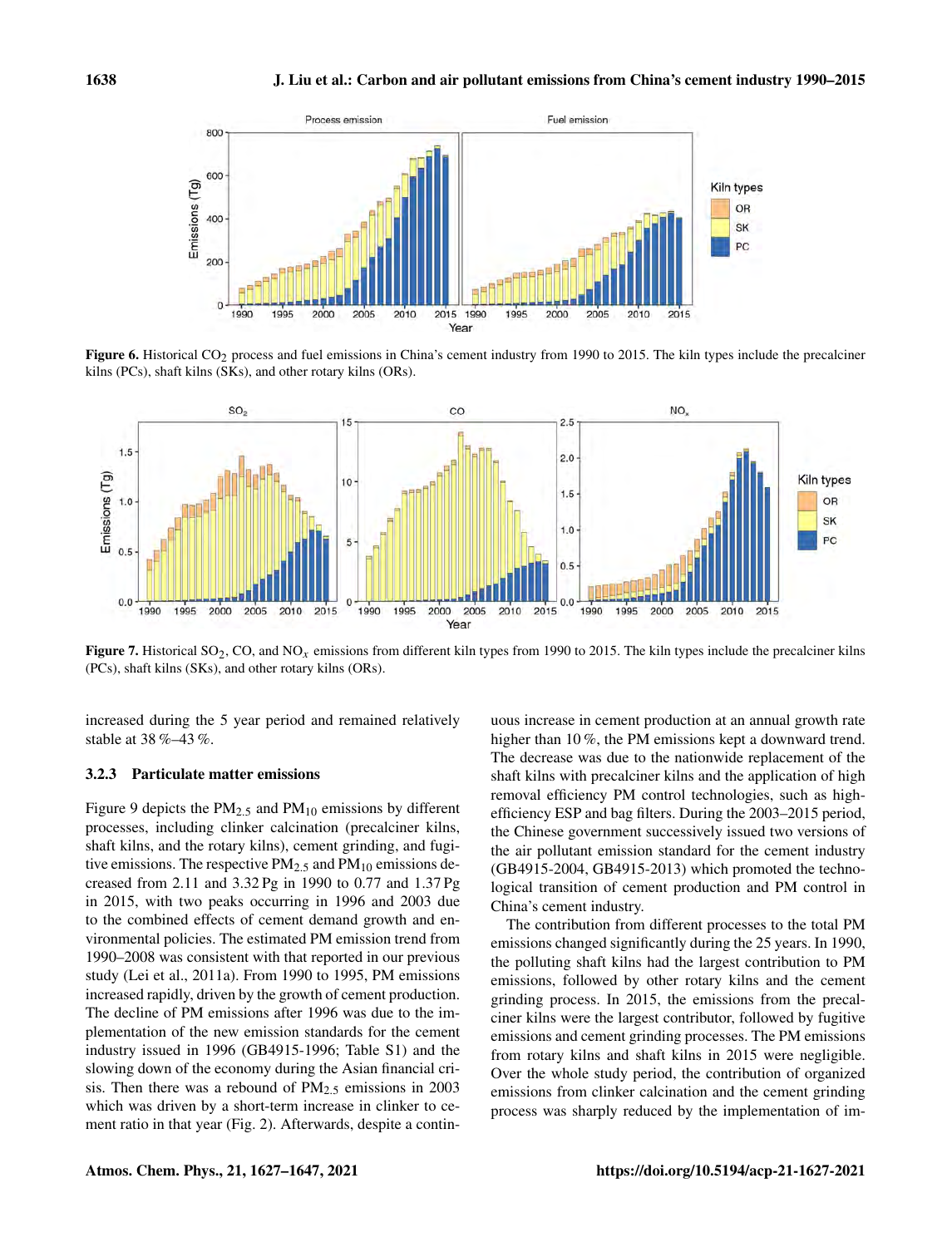Figure 6. Historical $CO_2$ process and fuel emissions in China's cement industry from 1990 to 2015. The kiln types include the precalciner kilns (PCs), shaft kilns (SKs), and other rotary kilns (ORs).

Figure 7. Historical $SO_2$, CO, and $NO_x$ emissions from different kiln types from 1990 to 2015. The kiln types include the precalciner kilns (PCs), shaft kilns (SKs), and other rotary kilns (ORs).

increased during the 5 year period and remained relatively stable at 38 %–43 %.

### 3.2.3 Particulate matter emissions

Figure 9 depicts the $PM_{2.5}$ and $PM_{10}$ emissions by different processes, including clinker calcination (precalciner kilns, shaft kilns, and the rotary kilns), cement grinding, and fugitive emissions. The respective $PM_{2.5}$ and $PM_{10}$ emissions decreased from 2.11 and 3.32 Pg in 1990 to 0.77 and 1.37 Pg in 2015, with two peaks occurring in 1996 and 2003 due to the combined effects of cement demand growth and environmental policies. The estimated PM emission trend from 1990–2008 was consistent with that reported in our previous study (Lei et al., 2011a). From 1990 to 1995, PM emissions increased rapidly, driven by the growth of cement production. The decline of PM emissions after 1996 was due to the implementation of the new emission standards for the cement industry issued in 1996 (GB4915-1996; Table S1) and the slowing down of the economy during the Asian financial crisis. Then there was a rebound of $PM_{2.5}$ emissions in 2003 which was driven by a short-term increase in clinker to cement ratio in that year (Fig. 2). Afterwards, despite a continuous increase in cement production at an annual growth rate higher than 10 %, the PM emissions kept a downward trend. The decrease was due to the nationwide replacement of the shaft kilns with precalciner kilns and the application of high removal efficiency PM control technologies, such as high-efficiency ESP and bag filters. During the 2003–2015 period, the Chinese government successively issued two versions of the air pollutant emission standard for the cement industry (GB4915-2004, GB4915-2013) which promoted the technological transition of cement production and PM control in China's cement industry.

The contribution from different processes to the total PM emissions changed significantly during the 25 years. In 1990, the polluting shaft kilns had the largest contribution to PM emissions, followed by other rotary kilns and the cement grinding process. In 2015, the emissions from the precalciner kilns were the largest contributor, followed by fugitive emissions and cement grinding processes. The PM emissions from rotary kilns and shaft kilns in 2015 were negligible. Over the whole study period, the contribution of organized emissions from clinker calcination and the cement grinding process was sharply reduced by the implementation of im-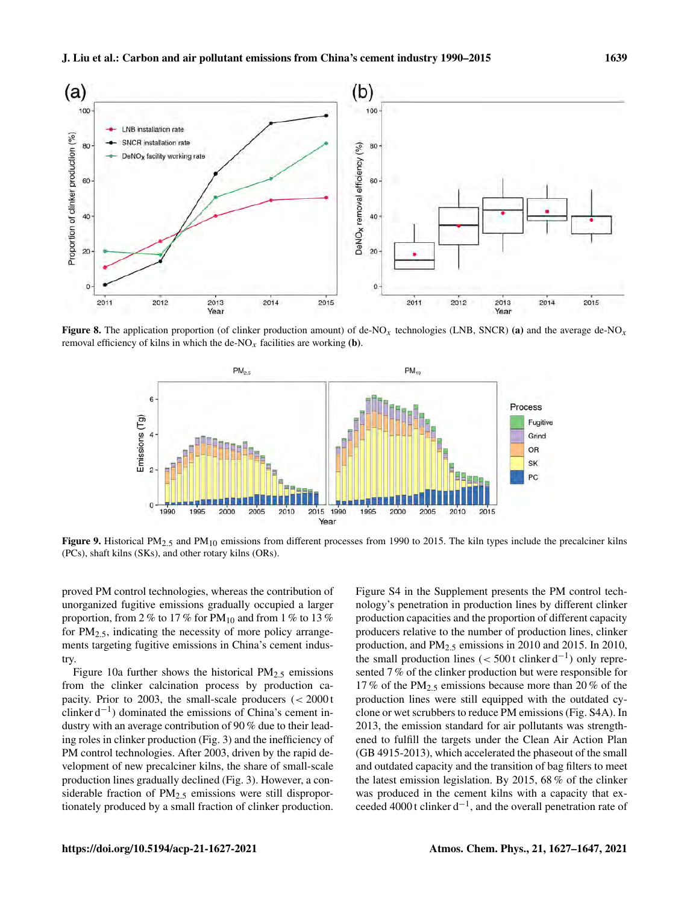Figure 8. The application proportion (of clinker production amount) of de-$NO_x$ technologies (LNB, SNCR) **(a)** and the average de-$NO_x$ removal efficiency of kilns in which the de-$NO_x$ facilities are working **(b)**.

Figure 9. Historical $PM_{2.5}$ and $PM_{10}$ emissions from different processes from 1990 to 2015. The kiln types include the precalciner kilns (PCs), shaft kilns (SKs), and other rotary kilns (ORs).

proved PM control technologies, whereas the contribution of unorganized fugitive emissions gradually occupied a larger proportion, from 2 % to 17 % for $PM_{10}$ and from 1 % to 13 % for $PM_{2.5}$, indicating the necessity of more policy arrangements targeting fugitive emissions in China's cement industry.

Figure 10a further shows the historical $PM_{2.5}$ emissions from the clinker calcination process by production capacity. Prior to 2003, the small-scale producers (< 2000 t clinker $d^{-1}$) dominated the emissions of China's cement industry with an average contribution of 90 % due to their leading roles in clinker production (Fig. 3) and the inefficiency of PM control technologies. After 2003, driven by the rapid development of new precalciner kilns, the share of small-scale production lines gradually declined (Fig. 3). However, a considerable fraction of $PM_{2.5}$ emissions were still disproportionately produced by a small fraction of clinker production.

Figure S4 in the Supplement presents the PM control technology's penetration in production lines by different clinker production capacities and the proportion of different capacity producers relative to the number of production lines, clinker production, and $PM_{2.5}$ emissions in 2010 and 2015. In 2010, the small production lines (< 500 t clinker $d^{-1}$) only represented 7 % of the clinker production but were responsible for 17 % of the $PM_{2.5}$ emissions because more than 20 % of the production lines were still equipped with the outdated cyclone or wet scrubbers to reduce PM emissions (Fig. S4A). In 2013, the emission standard for air pollutants was strengthened to fulfill the targets under the Clean Air Action Plan (GB 4915-2013), which accelerated the phaseout of the small and outdated capacity and the transition of bag filters to meet the latest emission legislation. By 2015, 68 % of the clinker was produced in the cement kilns with a capacity that exceeded 4000 t clinker $d^{-1}$, and the overall penetration rate of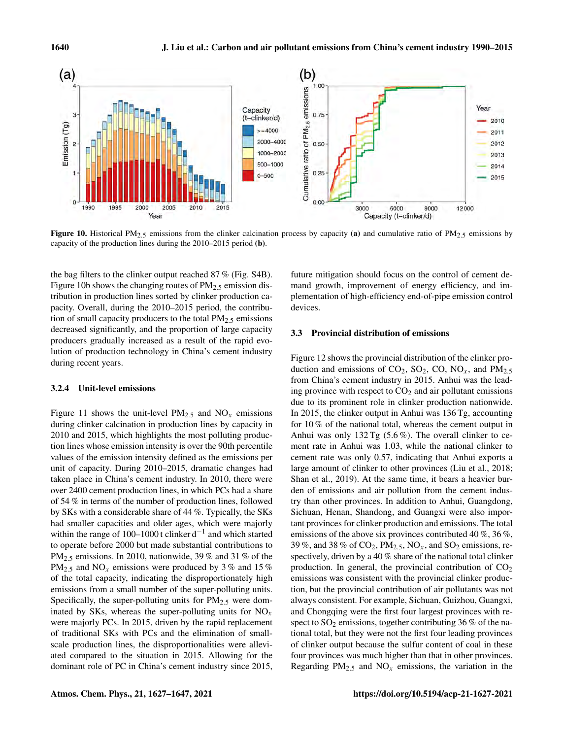**Figure 10.** Historical $PM_{2.5}$ emissions from the clinker calcination process by capacity **(a)** and cumulative ratio of $PM_{2.5}$ emissions by capacity of the production lines during the 2010–2015 period **(b)**.

the bag filters to the clinker output reached 87 % (Fig. S4B). Figure 10b shows the changing routes of $PM_{2.5}$ emission distribution in production lines sorted by clinker production capacity. Overall, during the 2010–2015 period, the contribution of small capacity producers to the total $PM_{2.5}$ emissions decreased significantly, and the proportion of large capacity producers gradually increased as a result of the rapid evolution of production technology in China's cement industry during recent years.

### 3.2.4 Unit-level emissions

Figure 11 shows the unit-level $PM_{2.5}$ and $NO_x$ emissions during clinker calcination in production lines by capacity in 2010 and 2015, which highlights the most polluting production lines whose emission intensity is over the 90th percentile values of the emission intensity defined as the emissions per unit of capacity. During 2010–2015, dramatic changes had taken place in China's cement industry. In 2010, there were over 2400 cement production lines, in which PCs had a share of 54 % in terms of the number of production lines, followed by SKs with a considerable share of 44 %. Typically, the SKs had smaller capacities and older ages, which were majorly within the range of 100–1000 t clinker $d^{-1}$ and which started to operate before 2000 but made substantial contributions to $PM_{2.5}$ emissions. In 2010, nationwide, 39 % and 31 % of the $PM_{2.5}$ and $NO_x$ emissions were produced by 3 % and 15 % of the total capacity, indicating the disproportionately high emissions from a small number of the super-polluting units. Specifically, the super-polluting units for $PM_{2.5}$ were dominated by SKs, whereas the super-polluting units for $NO_x$ were majorly PCs. In 2015, driven by the rapid replacement of traditional SKs with PCs and the elimination of small-scale production lines, the disproportionalities were alleviated compared to the situation in 2015. Allowing for the dominant role of PC in China's cement industry since 2015, future mitigation should focus on the control of cement demand growth, improvement of energy efficiency, and implementation of high-efficiency end-of-pipe emission control devices.

## 3.3 Provincial distribution of emissions

Figure 12 shows the provincial distribution of the clinker production and emissions of $CO_2$, $SO_2$, CO, $NO_x$, and $PM_{2.5}$ from China's cement industry in 2015. Anhui was the leading province with respect to $CO_2$ and air pollutant emissions due to its prominent role in clinker production nationwide. In 2015, the clinker output in Anhui was 136 Tg, accounting for 10 % of the national total, whereas the cement output in Anhui was only 132 Tg (5.6 %). The overall clinker to cement rate in Anhui was 1.03, while the national clinker to cement rate was only 0.57, indicating that Anhui exports a large amount of clinker to other provinces (Liu et al., 2018; Shan et al., 2019). At the same time, it bears a heavier burden of emissions and air pollution from the cement industry than other provinces. In addition to Anhui, Guangdong, Sichuan, Henan, Shandong, and Guangxi were also important provinces for clinker production and emissions. The total emissions of the above six provinces contributed 40 %, 36 %, 39 %, and 38 % of $CO_2$, $PM_{2.5}$, $NO_x$, and $SO_2$ emissions, respectively, driven by a 40 % share of the national total clinker production. In general, the provincial contribution of $CO_2$ emissions was consistent with the provincial clinker production, but the provincial contribution of air pollutants was not always consistent. For example, Sichuan, Guizhou, Guangxi, and Chongqing were the first four largest provinces with respect to $SO_2$ emissions, together contributing 36 % of the national total, but they were not the first four leading provinces of clinker output because the sulfur content of coal in these four provinces was much higher than that in other provinces. Regarding $PM_{2.5}$ and $NO_x$ emissions, the variation in the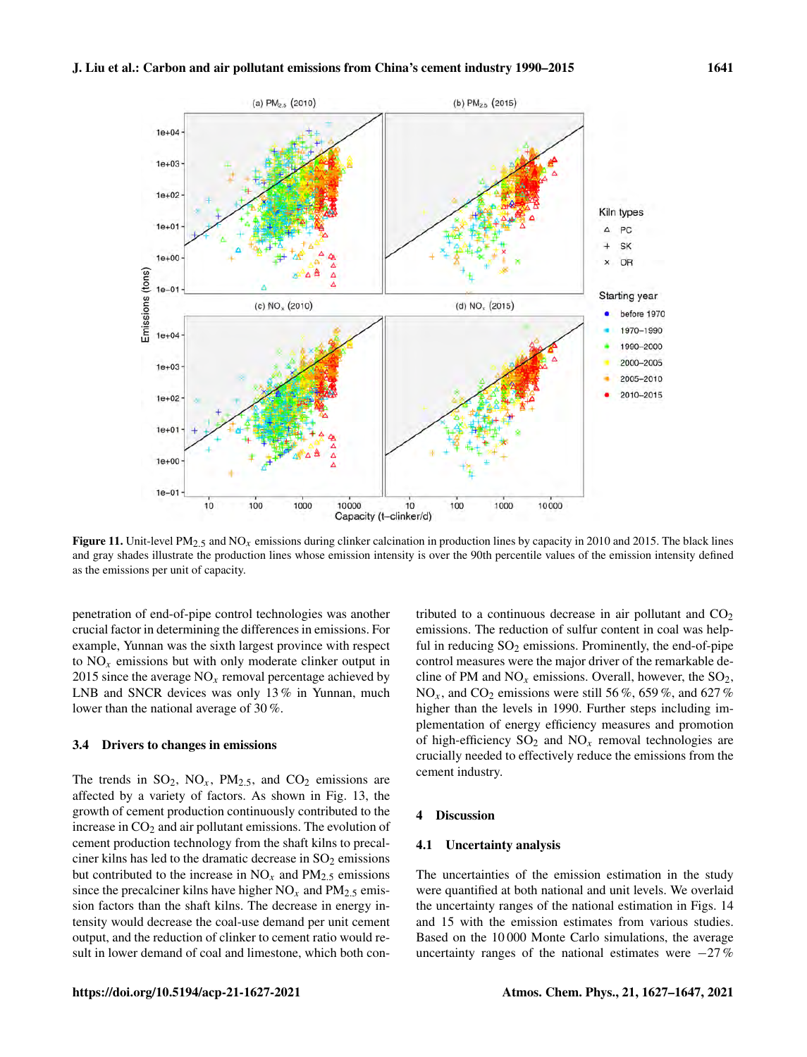**Figure 11.** Unit-level $PM_{2.5}$ and $NO_x$ emissions during clinker calcination in production lines by capacity in 2010 and 2015. The black lines and gray shades illustrate the production lines whose emission intensity is over the 90th percentile values of the emission intensity defined as the emissions per unit of capacity.

penetration of end-of-pipe control technologies was another crucial factor in determining the differences in emissions. For example, Yunnan was the sixth largest province with respect to $NO_x$ emissions but with only moderate clinker output in 2015 since the average $NO_x$ removal percentage achieved by LNB and SNCR devices was only 13 % in Yunnan, much lower than the national average of 30 %.

### 3.4 Drivers to changes in emissions

The trends in $SO_2$, $NO_x$, $PM_{2.5}$, and $CO_2$ emissions are affected by a variety of factors. As shown in Fig. 13, the growth of cement production continuously contributed to the increase in $CO_2$ and air pollutant emissions. The evolution of cement production technology from the shaft kilns to precalciner kilns has led to the dramatic decrease in $SO_2$ emissions but contributed to the increase in $NO_x$ and $PM_{2.5}$ emissions since the precalciner kilns have higher $NO_x$ and $PM_{2.5}$ emission factors than the shaft kilns. The decrease in energy intensity would decrease the coal-use demand per unit cement output, and the reduction of clinker to cement ratio would result in lower demand of coal and limestone, which both contributed to a continuous decrease in air pollutant and $CO_2$ emissions. The reduction of sulfur content in coal was helpful in reducing $SO_2$ emissions. Prominently, the end-of-pipe control measures were the major driver of the remarkable decline of PM and $NO_x$ emissions. Overall, however, the $SO_2$, $NO_x$, and $CO_2$ emissions were still 56 %, 659 %, and 627 % higher than the levels in 1990. Further steps including implementation of energy efficiency measures and promotion of high-efficiency $SO_2$ and $NO_x$ removal technologies are crucially needed to effectively reduce the emissions from the cement industry.

## 4 Discussion

### 4.1 Uncertainty analysis

The uncertainties of the emission estimation in the study were quantified at both national and unit levels. We overlaid the uncertainty ranges of the national estimation in Figs. 14 and 15 with the emission estimates from various studies. Based on the 10 000 Monte Carlo simulations, the average uncertainty ranges of the national estimates were −27 %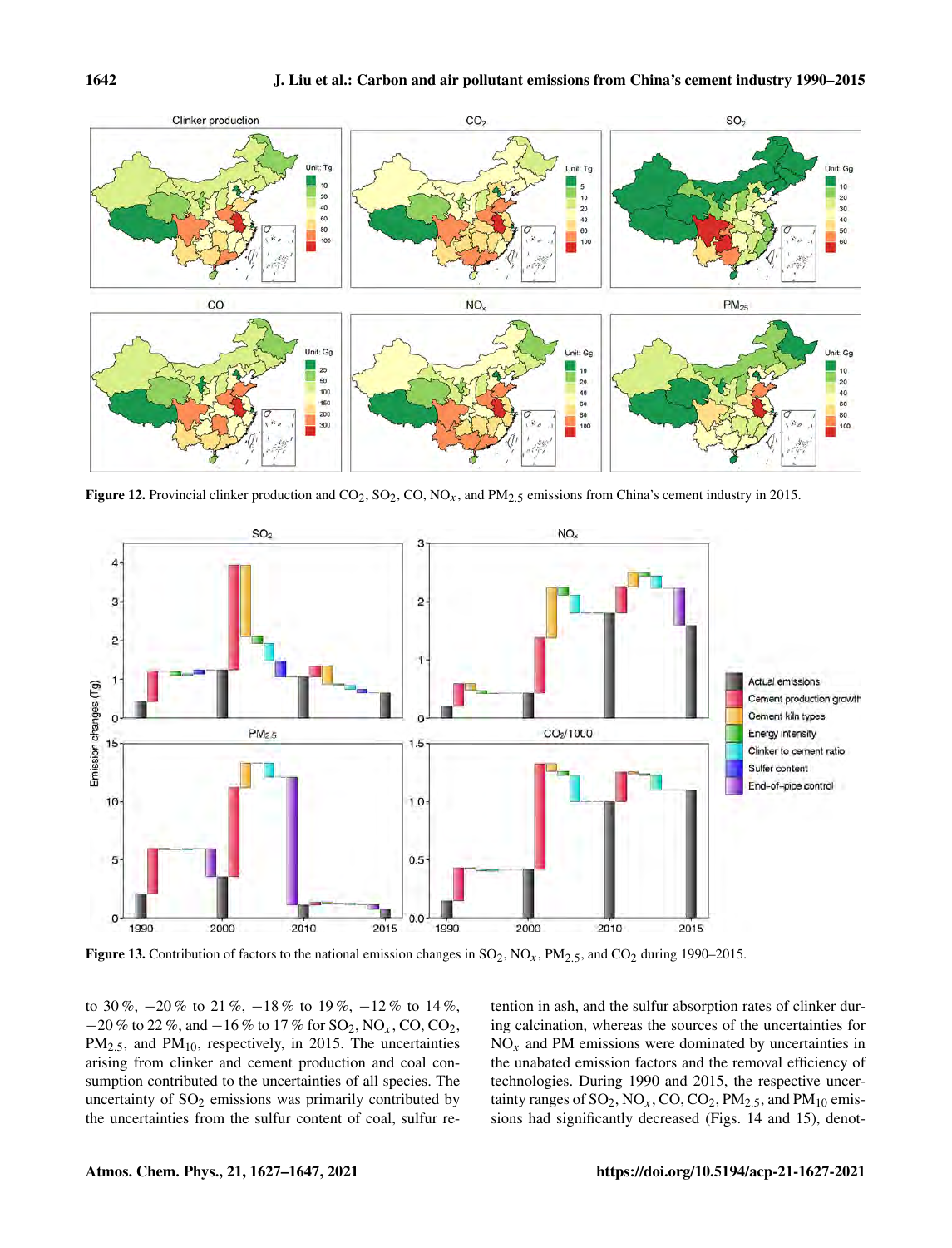Figure 12. Provincial clinker production and $CO_2$, $SO_2$, CO, $NO_x$, and $PM_{2.5}$ emissions from China's cement industry in 2015.

Figure 13. Contribution of factors to the national emission changes in $SO_2$, $NO_x$, $PM_{2.5}$, and $CO_2$ during 1990–2015.

to 30 %, −20 % to 21 %, −18 % to 19 %, −12 % to 14 %, −20 % to 22 %, and −16 % to 17 % for $SO_2$, $NO_x$, CO, $CO_2$, $PM_{2.5}$, and $PM_{10}$, respectively, in 2015. The uncertainties arising from clinker and cement production and coal consumption contributed to the uncertainties of all species. The uncertainty of $SO_2$ emissions was primarily contributed by the uncertainties from the sulfur content of coal, sulfur retention in ash, and the sulfur absorption rates of clinker during calcination, whereas the sources of the uncertainties for $NO_x$ and PM emissions were dominated by uncertainties in the unabated emission factors and the removal efficiency of technologies. During 1990 and 2015, the respective uncertainty ranges of $SO_2$, $NO_x$, CO, $CO_2$, $PM_{2.5}$, and $PM_{10}$ emissions had significantly decreased (Figs. 14 and 15), denot-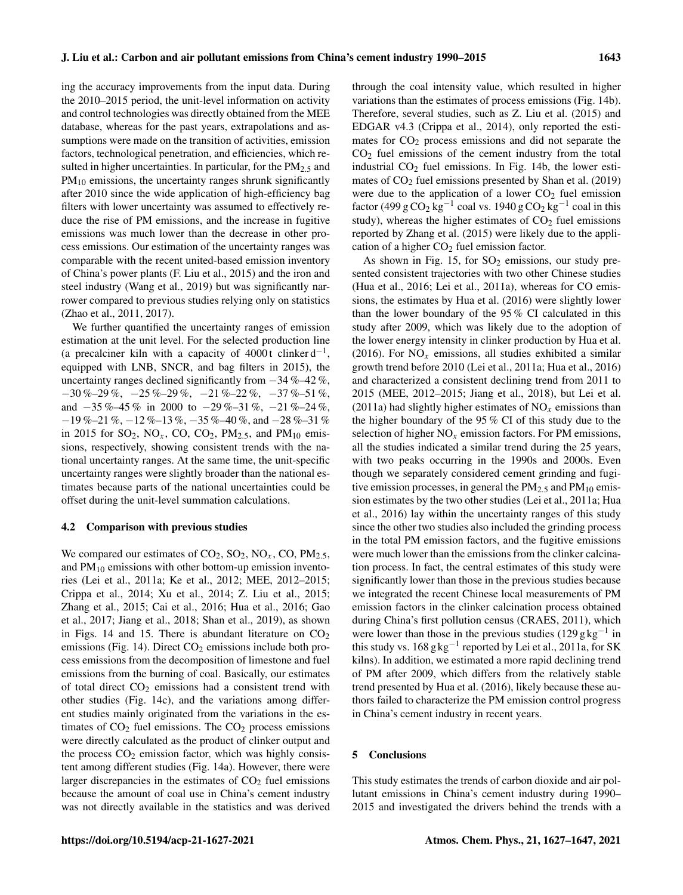ing the accuracy improvements from the input data. During the 2010–2015 period, the unit-level information on activity and control technologies was directly obtained from the MEE database, whereas for the past years, extrapolations and assumptions were made on the transition of activities, emission factors, technological penetration, and efficiencies, which resulted in higher uncertainties. In particular, for the $PM_{2.5}$ and $PM_{10}$ emissions, the uncertainty ranges shrunk significantly after 2010 since the wide application of high-efficiency bag filters with lower uncertainty was assumed to effectively reduce the rise of PM emissions, and the increase in fugitive emissions was much lower than the decrease in other process emissions. Our estimation of the uncertainty ranges was comparable with the recent united-based emission inventory of China's power plants (F. Liu et al., 2015) and the iron and steel industry (Wang et al., 2019) but was significantly narrower compared to previous studies relying only on statistics (Zhao et al., 2011, 2017).

We further quantified the uncertainty ranges of emission estimation at the unit level. For the selected production line (a precalciner kiln with a capacity of 4000 t clinker $d^{-1}$, equipped with LNB, SNCR, and bag filters in 2015), the uncertainty ranges declined significantly from −34 %–42 %, −30 %–29 %, −25 %–29 %, −21 %–22 %, −37 %–51 %, and −35 %–45 % in 2000 to −29 %–31 %, −21 %–24 %, −19 %–21 %, −12 %–13 %, −35 %–40 %, and −28 %–31 % in 2015 for $SO_2$, $NO_x$, CO, $CO_2$, $PM_{2.5}$, and $PM_{10}$ emissions, respectively, showing consistent trends with the national uncertainty ranges. At the same time, the unit-specific uncertainty ranges were slightly broader than the national estimates because parts of the national uncertainties could be offset during the unit-level summation calculations.

### 4.2 Comparison with previous studies

We compared our estimates of $CO_2$, $SO_2$, $NO_x$, CO, $PM_{2.5}$, and $PM_{10}$ emissions with other bottom-up emission inventories (Lei et al., 2011a; Ke et al., 2012; MEE, 2012–2015; Crippa et al., 2014; Xu et al., 2014; Z. Liu et al., 2015; Zhang et al., 2015; Cai et al., 2016; Hua et al., 2016; Gao et al., 2017; Jiang et al., 2018; Shan et al., 2019), as shown in Figs. 14 and 15. There is abundant literature on $CO_2$ emissions (Fig. 14). Direct $CO_2$ emissions include both process emissions from the decomposition of limestone and fuel emissions from the burning of coal. Basically, our estimates of total direct $CO_2$ emissions had a consistent trend with other studies (Fig. 14c), and the variations among different studies mainly originated from the variations in the estimates of $CO_2$ fuel emissions. The $CO_2$ process emissions were directly calculated as the product of clinker output and the process $CO_2$ emission factor, which was highly consistent among different studies (Fig. 14a). However, there were larger discrepancies in the estimates of $CO_2$ fuel emissions because the amount of coal use in China's cement industry was not directly available in the statistics and was derived through the coal intensity value, which resulted in higher variations than the estimates of process emissions (Fig. 14b). Therefore, several studies, such as Z. Liu et al. (2015) and EDGAR v4.3 (Crippa et al., 2014), only reported the estimates for $CO_2$ process emissions and did not separate the $CO_2$ fuel emissions of the cement industry from the total industrial $CO_2$ fuel emissions. In Fig. 14b, the lower estimates of $CO_2$ fuel emissions presented by Shan et al. (2019) were due to the application of a lower $CO_2$ fuel emission factor (499 g $CO_2$ $kg^{-1}$ coal vs. 1940 g $CO_2$ $kg^{-1}$ coal in this study), whereas the higher estimates of $CO_2$ fuel emissions reported by Zhang et al. (2015) were likely due to the application of a higher $CO_2$ fuel emission factor.

As shown in Fig. 15, for $SO_2$ emissions, our study presented consistent trajectories with two other Chinese studies (Hua et al., 2016; Lei et al., 2011a), whereas for CO emissions, the estimates by Hua et al. (2016) were slightly lower than the lower boundary of the 95 % CI calculated in this study after 2009, which was likely due to the adoption of the lower energy intensity in clinker production by Hua et al. (2016). For $NO_x$ emissions, all studies exhibited a similar growth trend before 2010 (Lei et al., 2011a; Hua et al., 2016) and characterized a consistent declining trend from 2011 to 2015 (MEE, 2012–2015; Jiang et al., 2018), but Lei et al. (2011a) had slightly higher estimates of $NO_x$ emissions than the higher boundary of the 95 % CI of this study due to the selection of higher $NO_x$ emission factors. For PM emissions, all the studies indicated a similar trend during the 25 years, with two peaks occurring in the 1990s and 2000s. Even though we separately considered cement grinding and fugitive emission processes, in general the $PM_{2.5}$ and $PM_{10}$ emission estimates by the two other studies (Lei et al., 2011a; Hua et al., 2016) lay within the uncertainty ranges of this study since the other two studies also included the grinding process in the total PM emission factors, and the fugitive emissions were much lower than the emissions from the clinker calcination process. In fact, the central estimates of this study were significantly lower than those in the previous studies because we integrated the recent Chinese local measurements of PM emission factors in the clinker calcination process obtained during China's first pollution census (CRAES, 2011), which were lower than those in the previous studies (129 g $kg^{-1}$ in this study vs. 168 g $kg^{-1}$ reported by Lei et al., 2011a, for SK kilns). In addition, we estimated a more rapid declining trend of PM after 2009, which differs from the relatively stable trend presented by Hua et al. (2016), likely because these authors failed to characterize the PM emission control progress in China's cement industry in recent years.

## 5 Conclusions

This study estimates the trends of carbon dioxide and air pollutant emissions in China's cement industry during 1990–2015 and investigated the drivers behind the trends with a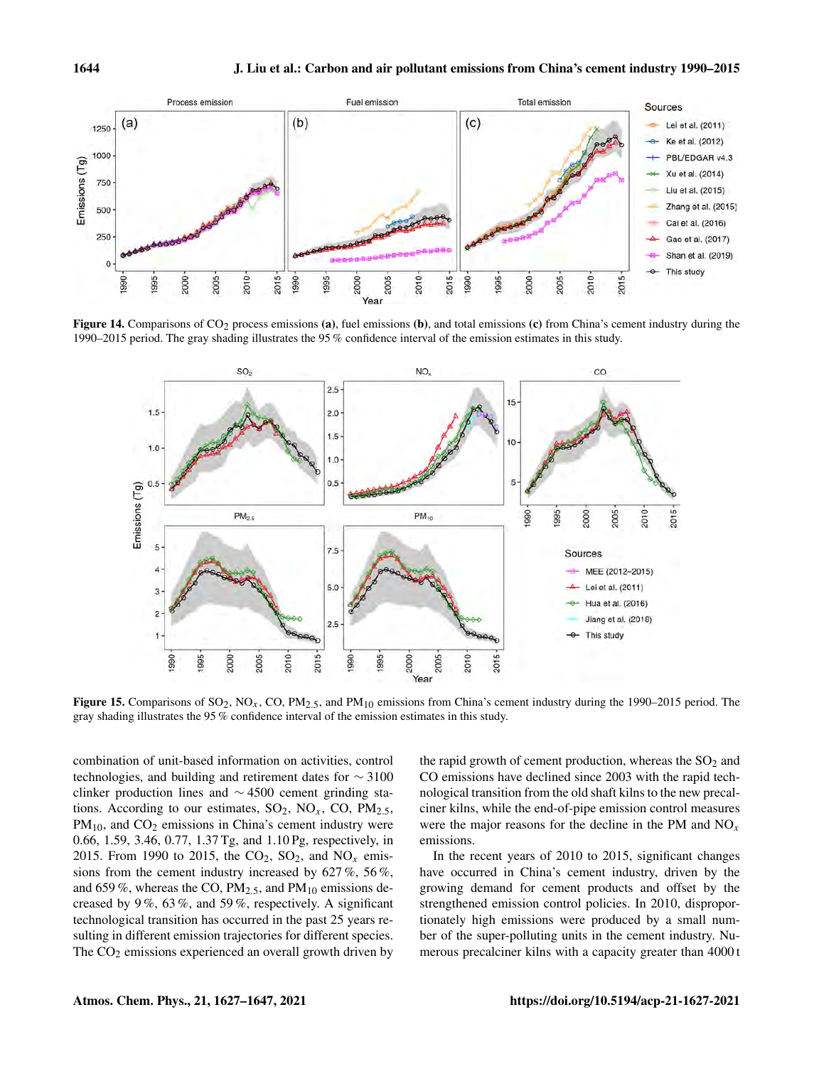**Figure 14.** Comparisons of $CO_2$ process emissions **(a)**, fuel emissions **(b)**, and total emissions **(c)** from China's cement industry during the 1990–2015 period. The gray shading illustrates the 95 % confidence interval of the emission estimates in this study.

**Figure 15.** Comparisons of $SO_2$, $NO_x$, CO, $PM_{2.5}$, and $PM_{10}$ emissions from China's cement industry during the 1990–2015 period. The gray illustrates the 95 % confidence interval of the emission estimates in this study.

combination of unit-based information on activities, control technologies, and building and retirement dates for ∼ 3100 clinker production lines and ∼ 4500 cement grinding stations. According to our estimates, $SO_2$, $NO_x$, CO, $PM_{2.5}$, $PM_{10}$, and $CO_2$ emissions in China's cement industry were 0.66, 1.59, 3.46, 0.77, 1.37 Tg, and 1.10 Pg, respectively, in 2015. From 1990 to 2015, the $CO_2$, $SO_2$, and $NO_x$ emissions from the cement industry increased by 627 %, 56 %, and 659 %, whereas the CO, $PM_{2.5}$, and $PM_{10}$ emissions decreased by 9 %, 63 %, and 59 %, respectively. A significant technological transition has occurred in the past 25 years resulting in different emission trajectories for different species. The $CO_2$ emissions experienced an overall growth driven by the rapid growth of cement production, whereas the $SO_2$ and CO emissions have declined since 2003 with the rapid technological transition from the old shaft kilns to the new precalciner kilns, while the end-of-pipe emission control measures were the major reasons for the decline in the PM and $NO_x$ emissions.

In the recent years of 2010 to 2015, significant changes have occurred in China's cement industry, driven by the growing demand for cement products and offset by the strengthened emission control policies. In 2010, disproportionately high emissions were produced by a small number of the super-polluting units in the cement industry. Numerous precalciner kilns with a capacity greater than 4000 t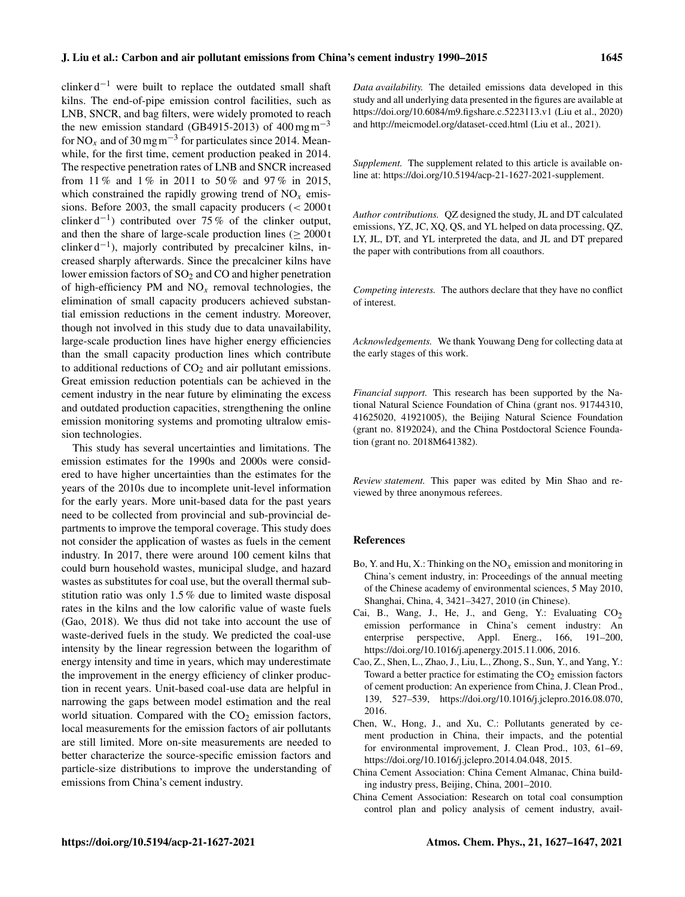clinker $d^{-1}$ were built to replace the outdated small shaft kilns. The end-of-pipe emission control facilities, such as LNB, SNCR, and bag filters, were widely promoted to reach the new emission standard (GB4915-2013) of $400\,mg\,m^{-3}$ for $NO_x$ and of $30\,mg\,m^{-3}$ for particulates since 2014. Meanwhile, for the first time, cement production peaked in 2014. The respective penetration rates of LNB and SNCR increased from 11 % and 1 % in 2011 to 50 % and 97 % in 2015, which constrained the rapidly growing trend of $NO_x$ emissions. Before 2003, the small capacity producers ($< 2000\,t$ clinker $d^{-1}$) contributed over 75 % of the clinker output, and then the share of large-scale production lines ($\geq 2000\,t$ clinker $d^{-1}$), majorly contributed by precalciner kilns, increased sharply afterwards. Since the precalciner kilns have lower emission factors of $SO_2$ and CO and higher penetration of high-efficiency PM and $NO_x$ removal technologies, the elimination of small capacity producers achieved substantial emission reductions in the cement industry. Moreover, though not involved in this study due to data unavailability, large-scale production lines have higher energy efficiencies than the small capacity production lines which contribute to additional reductions of $CO_2$ and air pollutant emissions. Great emission reduction potentials can be achieved in the cement industry in the near future by eliminating the excess and outdated production capacities, strengthening the online emission monitoring systems and promoting ultralow emission technologies.

This study has several uncertainties and limitations. The emission estimates for the 1990s and 2000s were considered to have higher uncertainties than the estimates for the years of the 2010s due to incomplete unit-level information for the early years. More unit-based data for the past years need to be collected from provincial and sub-provincial departments to improve the temporal coverage. This study does not consider the application of wastes as fuels in the cement industry. In 2017, there were around 100 cement kilns that could burn household wastes, municipal sludge, and hazard wastes as substitutes for coal use, but the overall thermal substitution ratio was only 1.5 % due to limited waste disposal rates in the kilns and the low calorific value of waste fuels (Gao, 2018). We thus did not take into account the use of waste-derived fuels in the study. We predicted the coal-use intensity by the linear regression between the logarithm of energy intensity and time in years, which may underestimate the improvement in the energy efficiency of clinker production in recent years. Unit-based coal-use data are helpful in narrowing the gaps between model estimation and the real world situation. Compared with the $CO_2$ emission factors, local measurements for the emission factors of air pollutants are still limited. More on-site measurements are needed to better characterize the source-specific emission factors and particle-size distributions to improve the understanding of emissions from China's cement industry.

*Data availability.* The detailed emissions data developed in this study and all underlying data presented in the figures are available at https://doi.org/10.6084/m9.figshare.c.5223113.v1 (Liu et al., 2020) and http://meicmodel.org/dataset-cced.html (Liu et al., 2021).

*Supplement.* The supplement related to this article is available online at: https://doi.org/10.5194/acp-21-1627-2021-supplement.

*Author contributions.* QZ designed the study, JL and DT calculated emissions, YZ, JC, XQ, QS, and YL helped on data processing, QZ, LY, JL, DT, and YL interpreted the data, and JL and DT prepared the paper with contributions from all coauthors.

*Competing interests.* The authors declare that they have no conflict of interest.

*Acknowledgements.* We thank Youwang Deng for collecting data at the early stages of this work.

*Financial support.* This research has been supported by the National Natural Science Foundation of China (grant nos. 91744310, 41625020, 41921005), the Beijing Natural Science Foundation (grant no. 8192024), and the China Postdoctoral Science Foundation (grant no. 2018M641382).

*Review statement.* This paper was edited by Min Shao and reviewed by three anonymous referees.

## References

- Bo, Y. and Hu, X.: Thinking on the $NO_x$ emission and monitoring in China's cement industry, in: Proceedings of the annual meeting of the Chinese academy of environmental sciences, 5 May 2010, Shanghai, China, 4, 3421–3427, 2010 (in Chinese).
- Cai, B., Wang, J., He, J., and Geng, Y.: Evaluating $CO_2$ emission performance in China's cement industry: An enterprise perspective, Appl. Energ., 166, 191–200, https://doi.org/10.1016/j.apenergy.2015.11.006, 2016.
- Cao, Z., Shen, L., Zhao, J., Liu, L., Zhong, S., Sun, Y., and Yang, Y.: Toward a better practice for estimating the $CO_2$ emission factors of cement production: An experience from China, J. Clean Prod., 139, 527–539, https://doi.org/10.1016/j.jclepro.2016.08.070, 2016.
- Chen, W., Hong, J., and Xu, C.: Pollutants generated by cement production in China, their impacts, and the potential for environmental improvement, J. Clean Prod., 103, 61–69, https://doi.org/10.1016/j.jclepro.2014.04.048, 2015.
- China Cement Association: China Cement Almanac, China building industry press, Beijing, China, 2001–2010.
- China Cement Association: Research on total coal consumption control plan and policy analysis of cement industry, avail-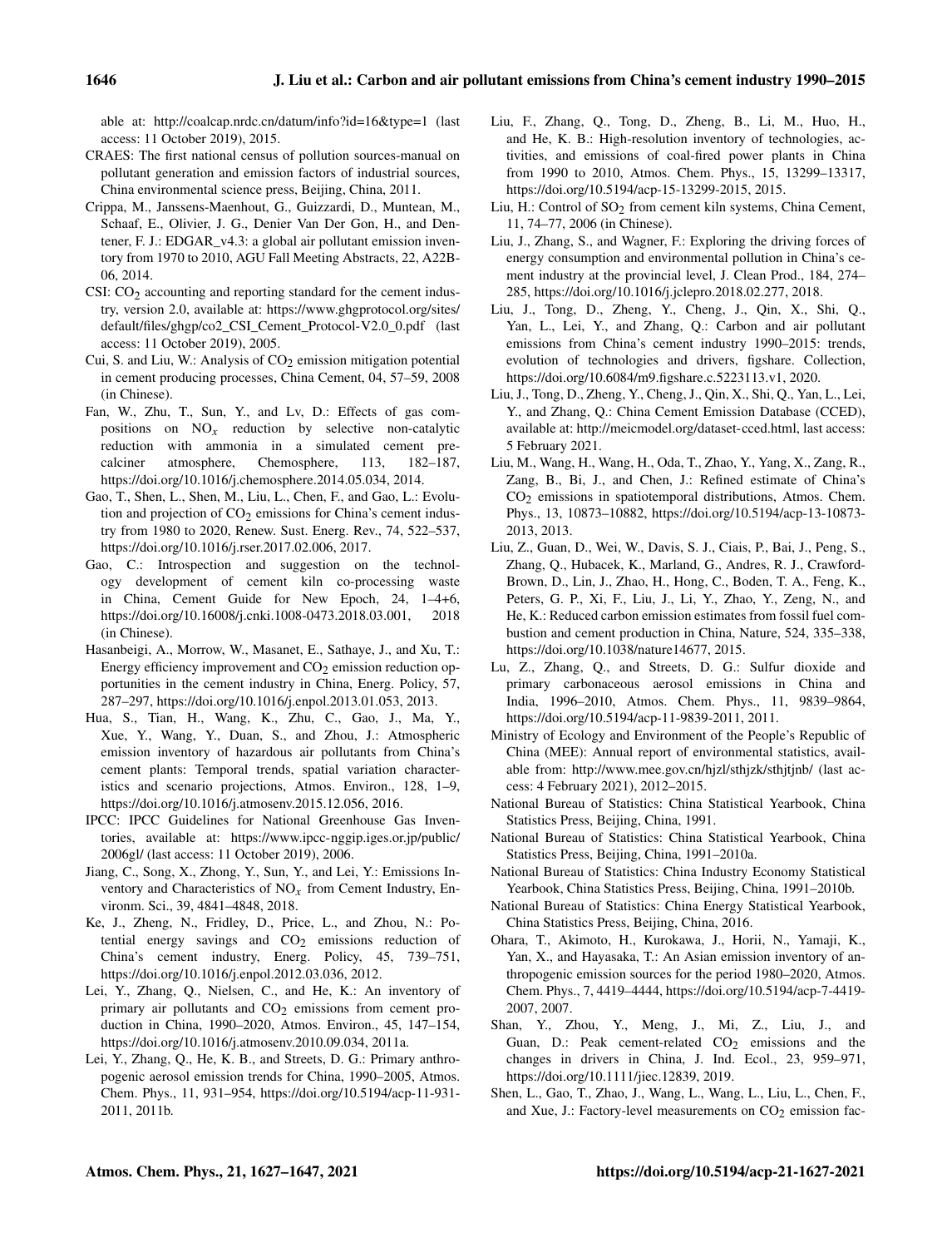able at: http://coalcap.nrdc.cn/datum/info?id=16&type=1 (last access: 11 October 2019), 2015.

CRAES: The first national census of pollution sources-manual on pollutant generation and emission factors of industrial sources, China environmental science press, Beijing, China, 2011.

Crippa, M., Janssens-Maenhout, G., Guizzardi, D., Muntean, M., Schaaf, E., Olivier, J. G., Denier Van Der Gon, H., and Dentener, F. J.: EDGAR_v4.3: a global air pollutant emission inventory from 1970 to 2010, AGU Fall Meeting Abstracts, 22, A22B-06, 2014.

CSI: $CO_2$ accounting and reporting standard for the cement industry, version 2.0, available at: https://www.ghgprotocol.org/sites/default/files/ghgp/co2_CSI_Cement_Protocol-V2.0_0.pdf (last access: 11 October 2019), 2005.

Cui, S. and Liu, W.: Analysis of $CO_2$ emission mitigation potential in cement producing processes, China Cement, 04, 57–59, 2008 (in Chinese).

Fan, W., Zhu, T., Sun, Y., and Lv, D.: Effects of gas compositions on $NO_x$ reduction by selective non-catalytic reduction with ammonia in a simulated cement precalciner atmosphere, Chemosphere, 113, 182–187, https://doi.org/10.1016/j.chemosphere.2014.05.034, 2014.

Gao, T., Shen, L., Shen, M., Liu, L., Chen, F., and Gao, L.: Evolution and projection of $CO_2$ emissions for China's cement industry from 1980 to 2020, Renew. Sust. Energ. Rev., 74, 522–537, https://doi.org/10.1016/j.rser.2017.02.006, 2017.

Gao, C.: Introspection and suggestion on the technology development of cement kiln co-processing waste in China, Cement Guide for New Epoch, 24, 1–4+6, https://doi.org/10.16008/j.cnki.1008-0473.2018.03.001, 2018 (in Chinese).

Hasanbeigi, A., Morrow, W., Masanet, E., Sathaye, J., and Xu, T.: Energy efficiency improvement and $CO_2$ emission reduction opportunities in the cement industry in China, Energ. Policy, 57, 287–297, https://doi.org/10.1016/j.enpol.2013.01.053, 2013.

Hua, S., Tian, H., Wang, K., Zhu, C., Gao, J., Ma, Y., Xue, Y., Wang, Y., Duan, S., and Zhou, J.: Atmospheric emission inventory of hazardous air pollutants from China's cement plants: Temporal trends, spatial variation characteristics and scenario projections, Atmos. Environ., 128, 1–9, https://doi.org/10.1016/j.atmosenv.2015.12.056, 2016.

IPCC: IPCC Guidelines for National Greenhouse Gas Inventories, available at: https://www.ipcc-nggip.iges.or.jp/public/2006gl/ (last access: 11 October 2019), 2006.

Jiang, C., Song, X., Zhong, Y., Sun, Y., and Lei, Y.: Emissions Inventory and Characteristics of $NO_x$ from Cement Industry, Environm. Sci., 39, 4841–4848, 2018.

Ke, J., Zheng, N., Fridley, D., Price, L., and Zhou, N.: Potential energy savings and $CO_2$ emissions reduction of China's cement industry, Energ. Policy, 45, 739–751, https://doi.org/10.1016/j.enpol.2012.03.036, 2012.

Lei, Y., Zhang, Q., Nielsen, C., and He, K.: An inventory of primary air pollutants and $CO_2$ emissions from cement production in China, 1990–2020, Atmos. Environ., 45, 147–154, https://doi.org/10.1016/j.atmosenv.2010.09.034, 2011a.

Lei, Y., Zhang, Q., He, K. B., and Streets, D. G.: Primary anthropogenic aerosol emission trends for China, 1990–2005, Atmos. Chem. Phys., 11, 931–954, https://doi.org/10.5194/acp-11-931-2011, 2011b.

Liu, F., Zhang, Q., Tong, D., Zheng, B., Li, M., Huo, H., and He, K. B.: High-resolution inventory of technologies, activities, and emissions of coal-fired power plants in China from 1990 to 2010, Atmos. Chem. Phys., 15, 13299–13317, https://doi.org/10.5194/acp-15-13299-2015, 2015.

Liu, H.: Control of $SO_2$ from cement kiln systems, China Cement, 11, 74–77, 2006 (in Chinese).

Liu, J., Zhang, S., and Wagner, F.: Exploring the driving forces of energy consumption and environmental pollution in China's cement industry at the provincial level, J. Clean Prod., 184, 274–285, https://doi.org/10.1016/j.jclepro.2018.02.277, 2018.

Liu, J., Tong, D., Zheng, Y., Cheng, J., Qin, X., Shi, Q., Yan, L., Lei, Y., and Zhang, Q.: Carbon and air pollutant emissions from China's cement industry 1990–2015: trends, evolution of technologies and drivers, figshare. Collection, https://doi.org/10.6084/m9.figshare.c.5223113.v1, 2020.

Liu, J., Tong, D., Zheng, Y., Cheng, J., Qin, X., Shi, Q., Yan, L., Lei, Y., and Zhang, Q.: China Cement Emission Database (CCED), available at: http://meicmodel.org/dataset-cced.html, last access: 5 February 2021.

Liu, M., Wang, H., Wang, H., Oda, T., Zhao, Y., Yang, X., Zang, R., Zang, B., Bi, J., and Chen, J.: Refined estimate of China's $CO_2$ emissions in spatiotemporal distributions, Atmos. Chem. Phys., 13, 10873–10882, https://doi.org/10.5194/acp-13-10873-2013, 2013.

Liu, Z., Guan, D., Wei, W., Davis, S. J., Ciais, P., Bai, J., Peng, S., Zhang, Q., Hubacek, K., Marland, G., Andres, R. J., Crawford-Brown, D., Lin, J., Zhao, H., Hong, C., Boden, T. A., Feng, K., Peters, G. P., Xi, F., Liu, J., Li, Y., Zhao, Y., Zeng, N., and He, K.: Reduced carbon emission estimates from fossil fuel combustion and cement production in China, Nature, 524, 335–338, https://doi.org/10.1038/nature14677, 2015.

Lu, Z., Zhang, Q., and Streets, D. G.: Sulfur dioxide and primary carbonaceous aerosol emissions in China and India, 1996–2010, Atmos. Chem. Phys., 11, 9839–9864, https://doi.org/10.5194/acp-11-9839-2011, 2011.

Ministry of Ecology and Environment of the People's Republic of China (MEE): Annual report of environmental statistics, available from: http://www.mee.gov.cn/hjzl/sthjzk/sthjtjnb/ (last access: 4 February 2021), 2012–2015.

National Bureau of Statistics: China Statistical Yearbook, China Statistics Press, Beijing, China, 1991.

National Bureau of Statistics: China Statistical Yearbook, China Statistics Press, Beijing, China, 1991–2010a.

National Bureau of Statistics: China Industry Economy Statistical Yearbook, China Statistics Press, Beijing, China, 1991–2010b.

National Bureau of Statistics: China Energy Statistical Yearbook, China Statistics Press, Beijing, China, 2016.

Ohara, T., Akimoto, H., Kurokawa, J., Horii, N., Yamaji, K., Yan, X., and Hayasaka, T.: An Asian emission inventory of anthropogenic emission sources for the period 1980–2020, Atmos. Chem. Phys., 7, 4419–4444, https://doi.org/10.5194/acp-7-4419-2007, 2007.

Shan, Y., Zhou, Y., Meng, J., Mi, Z., Liu, J., and Guan, D.: Peak cement-related $CO_2$ emissions and the changes in drivers in China, J. Ind. Ecol., 23, 959–971, https://doi.org/10.1111/jiec.12839, 2019.

Shen, L., Gao, T., Zhao, J., Wang, L., Wang, L., Liu, L., Chen, F., and Xue, J.: Factory-level measurements on $CO_2$ emission fac-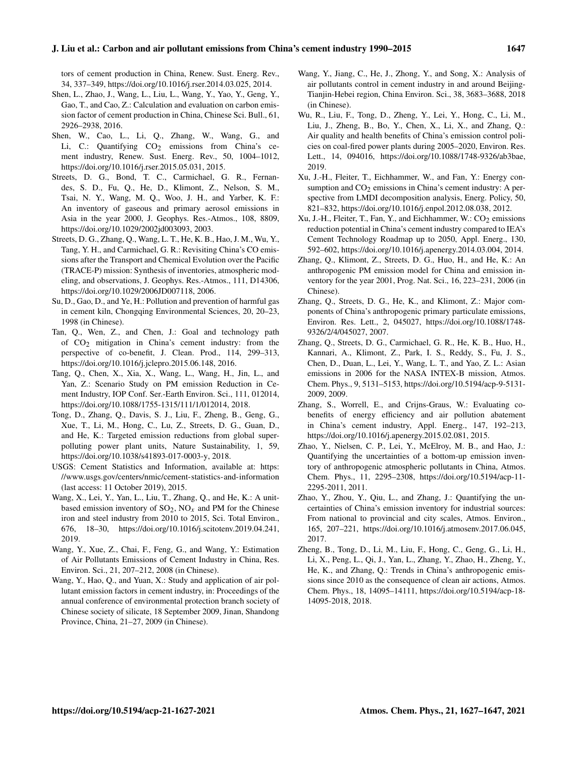tors of cement production in China, Renew. Sust. Energ. Rev., 34, 337–349, https://doi.org/10.1016/j.rser.2014.03.025, 2014.

Shen, L., Zhao, J., Wang, L., Liu, L., Wang, Y., Yao, Y., Geng, Y., Gao, T., and Cao, Z.: Calculation and evaluation on carbon emission factor of cement production in China, Chinese Sci. Bull., 61, 2926–2938, 2016.

Shen, W., Cao, L., Li, Q., Zhang, W., Wang, G., and Li, C.: Quantifying $CO_2$ emissions from China's cement industry, Renew. Sust. Energ. Rev., 50, 1004–1012, https://doi.org/10.1016/j.rser.2015.05.031, 2015.

Streets, D. G., Bond, T. C., Carmichael, G. R., Fernandes, S. D., Fu, Q., He, D., Klimont, Z., Nelson, S. M., Tsai, N. Y., Wang, M. Q., Woo, J. H., and Yarber, K. F.: An inventory of gaseous and primary aerosol emissions in Asia in the year 2000, J. Geophys. Res.-Atmos., 108, 8809, https://doi.org/10.1029/2002jd003093, 2003.

Streets, D. G., Zhang, Q., Wang, L. T., He, K. B., Hao, J. M., Wu, Y., Tang, Y. H., and Carmichael, G. R.: Revisiting China's CO emissions after the Transport and Chemical Evolution over the Pacific (TRACE-P) mission: Synthesis of inventories, atmospheric modeling, and observations, J. Geophys. Res.-Atmos., 111, D14306, https://doi.org/10.1029/2006JD007118, 2006.

Su, D., Gao, D., and Ye, H.: Pollution and prevention of harmful gas in cement kiln, Chongqing Environmental Sciences, 20, 20–23, 1998 (in Chinese).

Tan, Q., Wen, Z., and Chen, J.: Goal and technology path of $CO_2$ mitigation in China's cement industry: from the perspective of co-benefit, J. Clean. Prod., 114, 299–313, https://doi.org/10.1016/j.jclepro.2015.06.148, 2016.

Tang, Q., Chen, X., Xia, X., Wang, L., Wang, H., Jin, L., and Yan, Z.: Scenario Study on PM emission Reduction in Cement Industry, IOP Conf. Ser.-Earth Environ. Sci., 111, 012014, https://doi.org/10.1088/1755-1315/111/1/012014, 2018.

Tong, D., Zhang, Q., Davis, S. J., Liu, F., Zheng, B., Geng, G., Xue, T., Li, M., Hong, C., Lu, Z., Streets, D. G., Guan, D., and He, K.: Targeted emission reductions from global super-polluting power plant units, Nature Sustainability, 1, 59, https://doi.org/10.1038/s41893-017-0003-y, 2018.

USGS: Cement Statistics and Information, available at: https://www.usgs.gov/centers/nmic/cement-statistics-and-information (last access: 11 October 2019), 2015.

Wang, X., Lei, Y., Yan, L., Liu, T., Zhang, Q., and He, K.: A unit-based emission inventory of $SO_2$, $NO_x$ and PM for the Chinese iron and steel industry from 2010 to 2015, Sci. Total Environ., 676, 18–30, https://doi.org/10.1016/j.scitotenv.2019.04.241, 2019.

Wang, Y., Xue, Z., Chai, F., Feng, G., and Wang, Y.: Estimation of Air Pollutants Emissions of Cement Industry in China, Res. Environ. Sci., 21, 207–212, 2008 (in Chinese).

Wang, Y., Hao, Q., and Yuan, X.: Study and application of air pollutant emission factors in cement industry, in: Proceedings of the annual conference of environmental protection branch society of Chinese society of silicate, 18 September 2009, Jinan, Shandong Province, China, 21–27, 2009 (in Chinese).

Wang, Y., Jiang, C., He, J., Zhong, Y., and Song, X.: Analysis of air pollutants control in cement industry in and around Beijing-Tianjin-Hebei region, China Environ. Sci., 38, 3683–3688, 2018 (in Chinese).

Wu, R., Liu, F., Tong, D., Zheng, Y., Lei, Y., Hong, C., Li, M., Liu, J., Zheng, B., Bo, Y., Chen, X., Li, X., and Zhang, Q.: Air quality and health benefits of China's emission control policies on coal-fired power plants during 2005–2020, Environ. Res. Lett., 14, 094016, https://doi.org/10.1088/1748-9326/ab3bae, 2019.

Xu, J.-H., Fleiter, T., Eichhammer, W., and Fan, Y.: Energy consumption and $CO_2$ emissions in China's cement industry: A perspective from LMDI decomposition analysis, Energ. Policy, 50, 821–832, https://doi.org/10.1016/j.enpol.2012.08.038, 2012.

Xu, J.-H., Fleiter, T., Fan, Y., and Eichhammer, W.: $CO_2$ emissions reduction potential in China's cement industry compared to IEA's Cement Technology Roadmap up to 2050, Appl. Energ., 130, 592–602, https://doi.org/10.1016/j.apenergy.2014.03.004, 2014.

Zhang, Q., Klimont, Z., Streets, D. G., Huo, H., and He, K.: An anthropogenic PM emission model for China and emission inventory for the year 2001, Prog. Nat. Sci., 16, 223–231, 2006 (in Chinese).

Zhang, Q., Streets, D. G., He, K., and Klimont, Z.: Major components of China's anthropogenic primary particulate emissions, Environ. Res. Lett., 2, 045027, https://doi.org/10.1088/1748-9326/2/4/045027, 2007.

Zhang, Q., Streets, D. G., Carmichael, G. R., He, K. B., Huo, H., Kannari, A., Klimont, Z., Park, I. S., Reddy, S., Fu, J. S., Chen, D., Duan, L., Lei, Y., Wang, L. T., and Yao, Z. L.: Asian emissions in 2006 for the NASA INTEX-B mission, Atmos. Chem. Phys., 9, 5131–5153, https://doi.org/10.5194/acp-9-5131-2009, 2009.

Zhang, S., Worrell, E., and Crijns-Graus, W.: Evaluating co-benefits of energy efficiency and air pollution abatement in China's cement industry, Appl. Energ., 147, 192–213, https://doi.org/10.1016/j.apenergy.2015.02.081, 2015.

Zhao, Y., Nielsen, C. P., Lei, Y., McElroy, M. B., and Hao, J.: Quantifying the uncertainties of a bottom-up emission inventory of anthropogenic atmospheric pollutants in China, Atmos. Chem. Phys., 11, 2295–2308, https://doi.org/10.5194/acp-11-2295-2011, 2011.

Zhao, Y., Zhou, Y., Qiu, L., and Zhang, J.: Quantifying the uncertainties of China's emission inventory for industrial sources: From national to provincial and city scales, Atmos. Environ., 165, 207–221, https://doi.org/10.1016/j.atmosenv.2017.06.045, 2017.

Zheng, B., Tong, D., Li, M., Liu, F., Hong, C., Geng, G., Li, H., Li, X., Peng, L., Qi, J., Yan, L., Zhang, Y., Zhao, H., Zheng, Y., He, K., and Zhang, Q.: Trends in China's anthropogenic emissions since 2010 as the consequence of clean air actions, Atmos. Chem. Phys., 18, 14095–14111, https://doi.org/10.5194/acp-18-14095-2018, 2018.